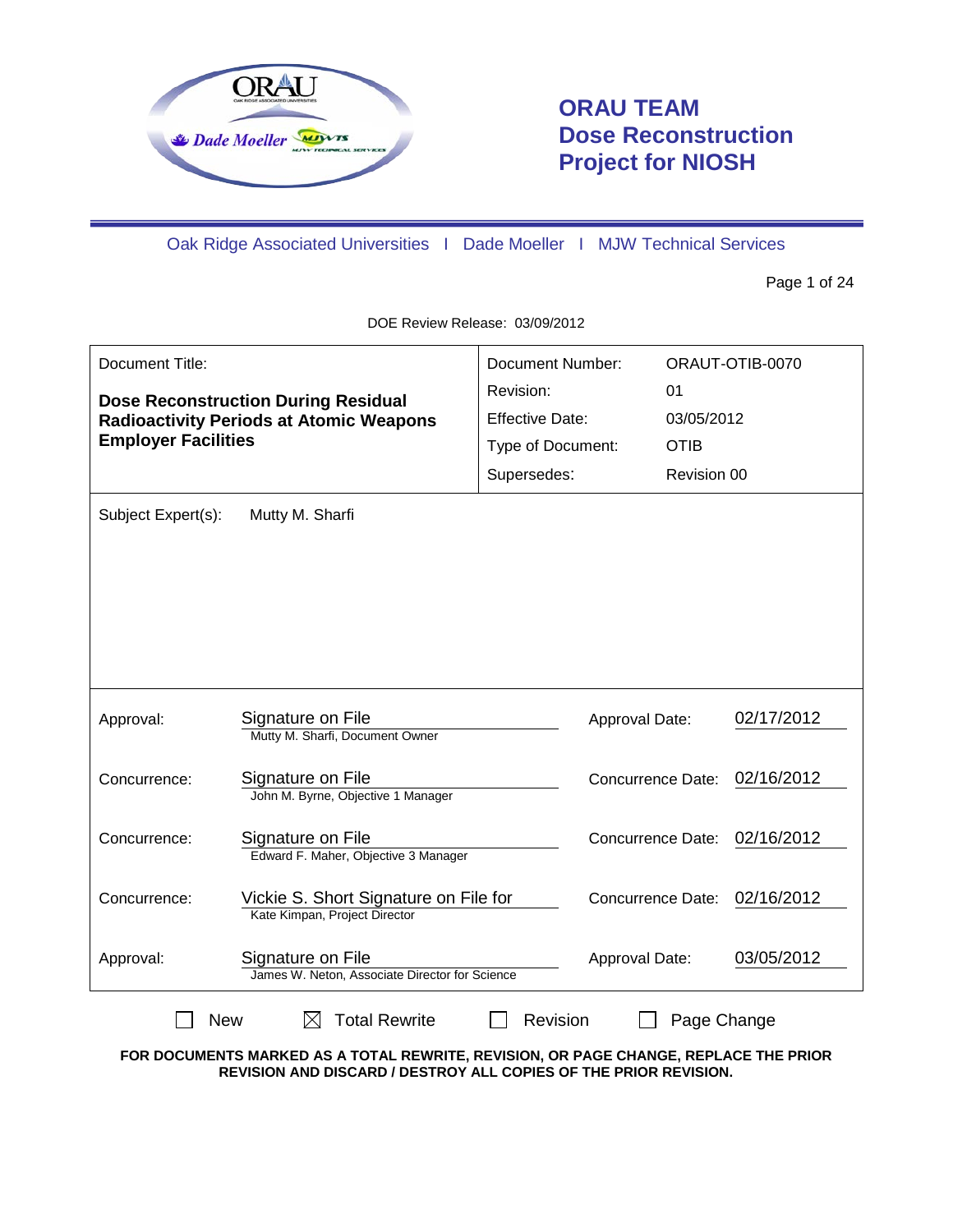# ORAU TEAM Dose Reconstruction Project for NIOSH

Oak Ridge Associated Universities I Dade Moeller I MJW Technical Services

DOE Review Release: 03/09/2012

| Document Title: | | Document Number: | ORAUT-OTIB-0070 |
|---|---|---|---|
| **Dose Reconstruction During Residual Radioactivity Periods at Atomic Weapons Employer Facilities** | | Revision: | 01 |
| | | Effective Date: | 03/05/2012 |
| | | Type of Document: | OTIB |
| | | Supersedes: | Revision 00 |

Subject Expert(s): Mutty M. Sharfi

| | | | |
|---|---|---|---|
| Approval: | Signature on File<br>Mutty M. Sharfi, Document Owner | Approval Date: | 02/17/2012 |
| Concurrence: | Signature on File<br>John M. Byrne, Objective 1 Manager | Concurrence Date: | 02/16/2012 |
| Concurrence: | Signature on File<br>Edward F. Maher, Objective 3 Manager | Concurrence Date: | 02/16/2012 |
| Concurrence: | Vickie S. Short Signature on File for<br>Kate Kimpan, Project Director | Concurrence Date: | 02/16/2012 |
| Approval: | Signature on File<br>James W. Neton, Associate Director for Science | Approval Date: | 03/05/2012 |

☐ New ☒ Total Rewrite ☐ Revision ☐ Page Change

**FOR DOCUMENTS MARKED AS A TOTAL REWRITE, REVISION, OR PAGE CHANGE, REPLACE THE PRIOR REVISION AND DISCARD / DESTROY ALL COPIES OF THE PRIOR REVISION.**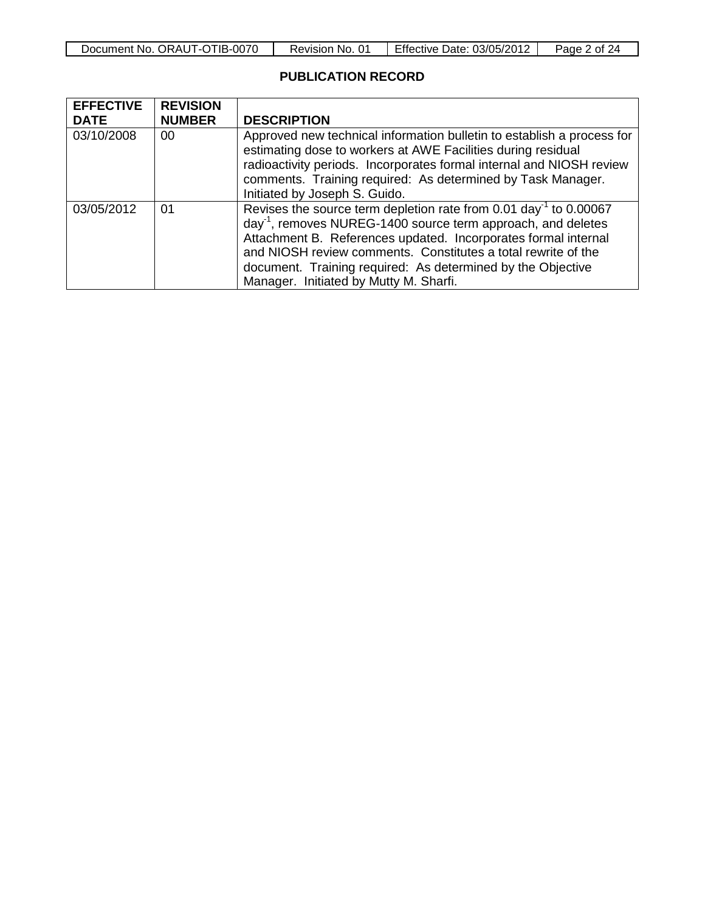## PUBLICATION RECORD

| EFFECTIVE DATE | REVISION NUMBER | DESCRIPTION |
|---|---|---|
| 03/10/2008 | 00 | Approved new technical information bulletin to establish a process for estimating dose to workers at AWE Facilities during residual radioactivity periods. Incorporates formal internal and NIOSH review comments. Training required: As determined by Task Manager. Initiated by Joseph S. Guido. |
| 03/05/2012 | 01 | Revises the source term depletion rate from 0.01 $day^{-1}$ to 0.00067 $day^{-1}$, removes NUREG-1400 source term approach, and deletes Attachment B. References updated. Incorporates formal internal and NIOSH review comments. Constitutes a total rewrite of the document. Training required: As determined by the Objective Manager. Initiated by Mutty M. Sharfi. |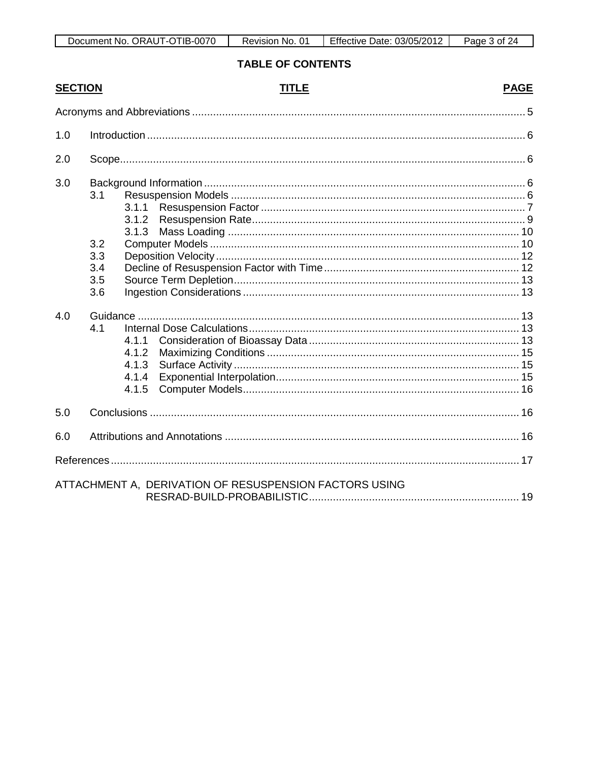# TABLE OF CONTENTS

| SECTION | TITLE | PAGE |
|---|---|---|
| | Acronyms and Abbreviations | 5 |
| 1.0 | Introduction | 6 |
| 2.0 | Scope | 6 |
| 3.0 | Background Information | 6 |
| 3.1 | Resuspension Models | 6 |
| 3.1.1 | Resuspension Factor | 7 |
| 3.1.2 | Resuspension Rate | 9 |
| 3.1.3 | Mass Loading | 10 |
| 3.2 | Computer Models | 10 |
| 3.3 | Deposition Velocity | 12 |
| 3.4 | Decline of Resuspension Factor with Time | 12 |
| 3.5 | Source Term Depletion | 13 |
| 3.6 | Ingestion Considerations | 13 |
| 4.0 | Guidance | 13 |
| 4.1 | Internal Dose Calculations | 13 |
| 4.1.1 | Consideration of Bioassay Data | 13 |
| 4.1.2 | Maximizing Conditions | 15 |
| 4.1.3 | Surface Activity | 15 |
| 4.1.4 | Exponential Interpolation | 15 |
| 4.1.5 | Computer Models | 16 |
| 5.0 | Conclusions | 16 |
| 6.0 | Attributions and Annotations | 16 |
| | References | 17 |
| | ATTACHMENT A, DERIVATION OF RESUSPENSION FACTORS USING RESRAD-BUILD-PROBABILISTIC | 19 |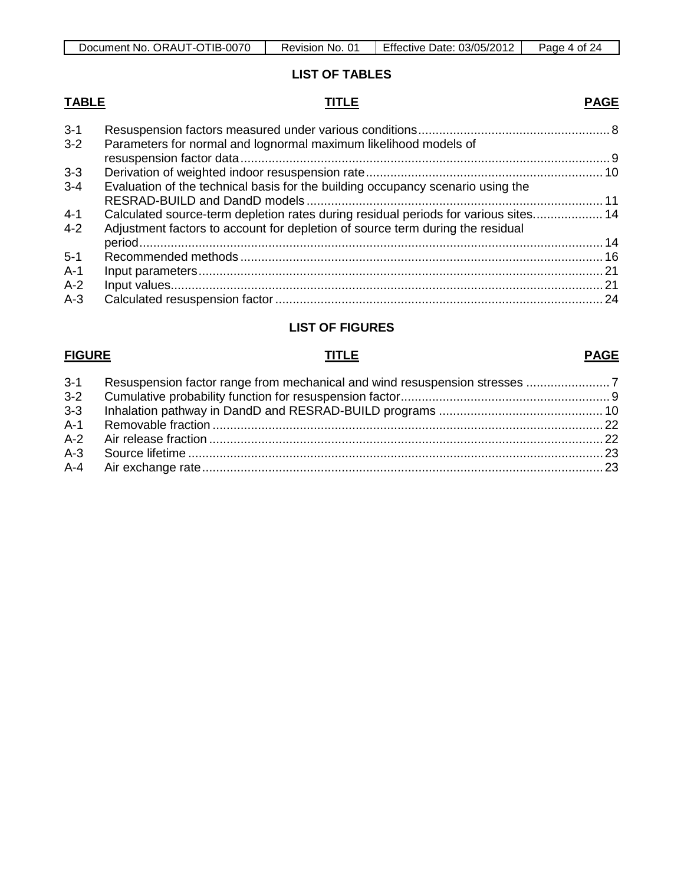## LIST OF TABLES

| TABLE | TITLE | PAGE |
|---|---|---|
| 3-1 | Resuspension factors measured under various conditions | 8 |
| 3-2 | Parameters for normal and lognormal maximum likelihood models of resuspension factor data | 9 |
| 3-3 | Derivation of weighted indoor resuspension rate | 10 |
| 3-4 | Evaluation of the technical basis for the building occupancy scenario using the RESRAD-BUILD and DandD models | 11 |
| 4-1 | Calculated source-term depletion rates during residual periods for various sites | 14 |
| 4-2 | Adjustment factors to account for depletion of source term during the residual period | 14 |
| 5-1 | Recommended methods | 16 |
| A-1 | Input parameters | 21 |
| A-2 | Input values | 21 |
| A-3 | Calculated resuspension factor | 24 |

## LIST OF FIGURES

| FIGURE | TITLE | PAGE |
|---|---|---|
| 3-1 | Resuspension factor range from mechanical and wind resuspension stresses | 7 |
| 3-2 | Cumulative probability function for resuspension factor | 9 |
| 3-3 | Inhalation pathway in DandD and RESRAD-BUILD programs | 10 |
| A-1 | Removable fraction | 22 |
| A-2 | Air release fraction | 22 |
| A-3 | Source lifetime | 23 |
| A-4 | Air exchange rate | 23 |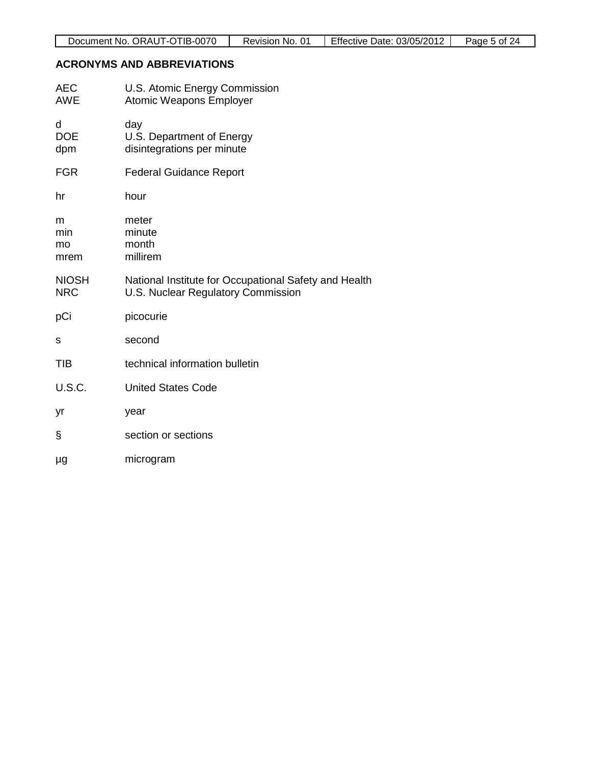## ACRONYMS AND ABBREVIATIONS

| | |
|---|---|
| AEC | U.S. Atomic Energy Commission |
| AWE | Atomic Weapons Employer |
| d | day |
| DOE | U.S. Department of Energy |
| dpm | disintegrations per minute |
| FGR | Federal Guidance Report |
| hr | hour |
| m | meter |
| min | minute |
| mo | month |
| mrem | millirem |
| NIOSH | National Institute for Occupational Safety and Health |
| NRC | U.S. Nuclear Regulatory Commission |
| pCi | picocurie |
| s | second |
| TIB | technical information bulletin |
| U.S.C. | United States Code |
| yr | year |
| § | section or sections |
| µg | microgram |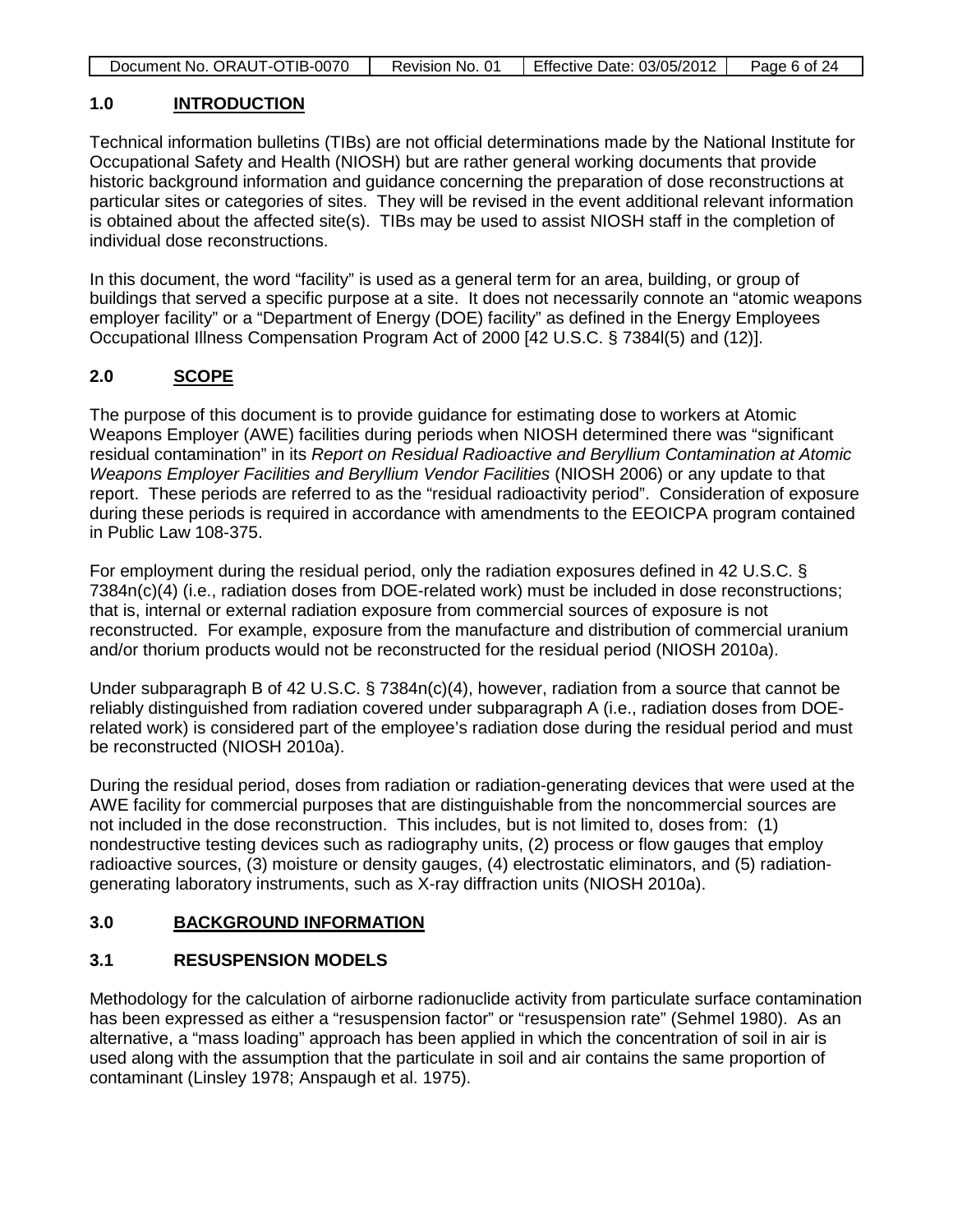## 1.0 INTRODUCTION

Technical information bulletins (TIBs) are not official determinations made by the National Institute for Occupational Safety and Health (NIOSH) but are rather general working documents that provide historic background information and guidance concerning the preparation of dose reconstructions at particular sites or categories of sites. They will be revised in the event additional relevant information is obtained about the affected site(s). TIBs may be used to assist NIOSH staff in the completion of individual dose reconstructions.

In this document, the word "facility" is used as a general term for an area, building, or group of buildings that served a specific purpose at a site. It does not necessarily connote an "atomic weapons employer facility" or a "Department of Energy (DOE) facility" as defined in the Energy Employees Occupational Illness Compensation Program Act of 2000 [42 U.S.C. § 7384l(5) and (12)].

## 2.0 SCOPE

The purpose of this document is to provide guidance for estimating dose to workers at Atomic Weapons Employer (AWE) facilities during periods when NIOSH determined there was "significant residual contamination" in its *Report on Residual Radioactive and Beryllium Contamination at Atomic Weapons Employer Facilities and Beryllium Vendor Facilities* (NIOSH 2006) or any update to that report. These periods are referred to as the "residual radioactivity period". Consideration of exposure during these periods is required in accordance with amendments to the EEOICPA program contained in Public Law 108-375.

For employment during the residual period, only the radiation exposures defined in 42 U.S.C. § 7384n(c)(4) (i.e., radiation doses from DOE-related work) must be included in dose reconstructions; that is, internal or external radiation exposure from commercial sources of exposure is not reconstructed. For example, exposure from the manufacture and distribution of commercial uranium and/or thorium products would not be reconstructed for the residual period (NIOSH 2010a).

Under subparagraph B of 42 U.S.C. § 7384n(c)(4), however, radiation from a source that cannot be reliably distinguished from radiation covered under subparagraph A (i.e., radiation doses from DOE-related work) is considered part of the employee's radiation dose during the residual period and must be reconstructed (NIOSH 2010a).

During the residual period, doses from radiation or radiation-generating devices that were used at the AWE facility for commercial purposes that are distinguishable from the noncommercial sources are not included in the dose reconstruction. This includes, but is not limited to, doses from: (1) nondestructive testing devices such as radiography units, (2) process or flow gauges that employ radioactive sources, (3) moisture or density gauges, (4) electrostatic eliminators, and (5) radiation-generating laboratory instruments, such as X-ray diffraction units (NIOSH 2010a).

## 3.0 BACKGROUND INFORMATION

### 3.1 RESUSPENSION MODELS

Methodology for the calculation of airborne radionuclide activity from particulate surface contamination has been expressed as either a "resuspension factor" or "resuspension rate" (Sehmel 1980). As an alternative, a "mass loading" approach has been applied in which the concentration of soil in air is used along with the assumption that the particulate in soil and air contains the same proportion of contaminant (Linsley 1978; Anspaugh et al. 1975).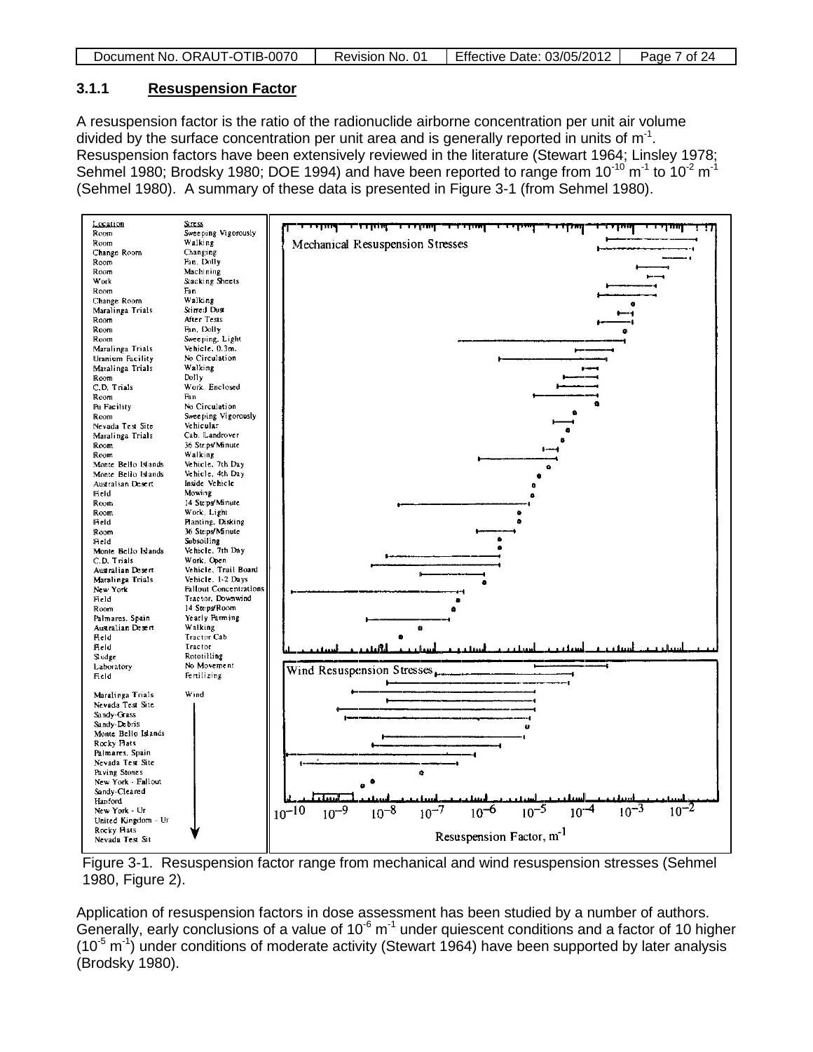### 3.1.1 Resuspension Factor

A resuspension factor is the ratio of the radionuclide airborne concentration per unit air volume divided by the surface concentration per unit area and is generally reported in units of $m^{-1}$. Resuspension factors have been extensively reviewed in the literature (Stewart 1964; Linsley 1978; Sehmel 1980; Brodsky 1980; DOE 1994) and have been reported to range from $10^{-10}$ $m^{-1}$ to $10^{-2}$ $m^{-1}$ (Sehmel 1980). A summary of these data is presented in Figure 3-1 (from Sehmel 1980).

Figure 3-1. Resuspension factor range from mechanical and wind resuspension stresses (Sehmel 1980, Figure 2).

Application of resuspension factors in dose assessment has been studied by a number of authors. Generally, early conclusions of a value of $10^{-6}$ $m^{-1}$ under quiescent conditions and a factor of 10 higher ($10^{-5}$ $m^{-1}$) under conditions of moderate activity (Stewart 1964) have been supported by later analysis (Brodsky 1980).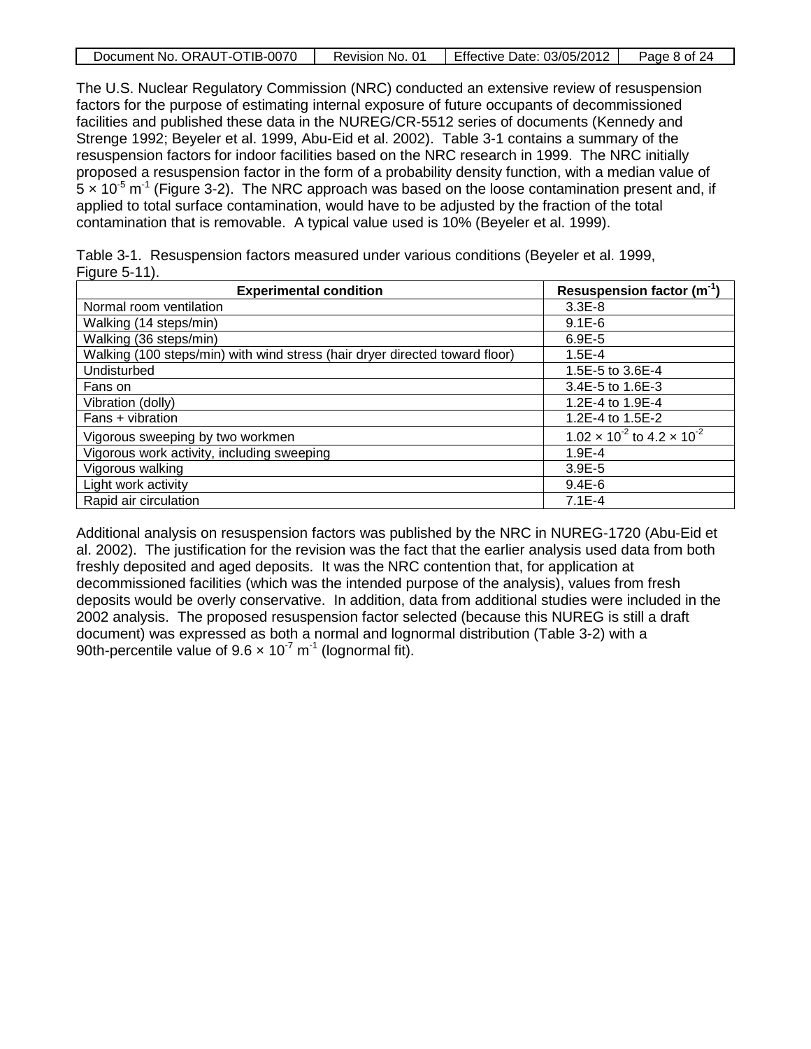The U.S. Nuclear Regulatory Commission (NRC) conducted an extensive review of resuspension factors for the purpose of estimating internal exposure of future occupants of decommissioned facilities and published these data in the NUREG/CR-5512 series of documents (Kennedy and Strenge 1992; Beyeler et al. 1999, Abu-Eid et al. 2002). Table 3-1 contains a summary of the resuspension factors for indoor facilities based on the NRC research in 1999. The NRC initially proposed a resuspension factor in the form of a probability density function, with a median value of $5 \times 10^{-5}$ $m^{-1}$ (Figure 3-2). The NRC approach was based on the loose contamination present and, if applied to total surface contamination, would have to be adjusted by the fraction of the total contamination that is removable. A typical value used is 10% (Beyeler et al. 1999).

Table 3-1. Resuspension factors measured under various conditions (Beyeler et al. 1999, Figure 5-11).

| Experimental condition | Resuspension factor ($m^{-1}$) |
|---|---|
| Normal room ventilation | 3.3E-8 |
| Walking (14 steps/min) | 9.1E-6 |
| Walking (36 steps/min) | 6.9E-5 |
| Walking (100 steps/min) with wind stress (hair dryer directed toward floor) | 1.5E-4 |
| Undisturbed | 1.5E-5 to 3.6E-4 |
| Fans on | 3.4E-5 to 1.6E-3 |
| Vibration (dolly) | 1.2E-4 to 1.9E-4 |
| Fans + vibration | 1.2E-4 to 1.5E-2 |
| Vigorous sweeping by two workmen | $1.02 \times 10^{-2}$ to $4.2 \times 10^{-2}$ |
| Vigorous work activity, including sweeping | 1.9E-4 |
| Vigorous walking | 3.9E-5 |
| Light work activity | 9.4E-6 |
| Rapid air circulation | 7.1E-4 |

Additional analysis on resuspension factors was published by the NRC in NUREG-1720 (Abu-Eid et al. 2002). The justification for the revision was the fact that the earlier analysis used data from both freshly deposited and aged deposits. It was the NRC contention that, for application at decommissioned facilities (which was the intended purpose of the analysis), values from fresh deposits would be overly conservative. In addition, data from additional studies were included in the 2002 analysis. The proposed resuspension factor selected (because this NUREG is still a draft document) was expressed as both a normal and lognormal distribution (Table 3-2) with a 90th-percentile value of $9.6 \times 10^{-7}$ $m^{-1}$ (lognormal fit).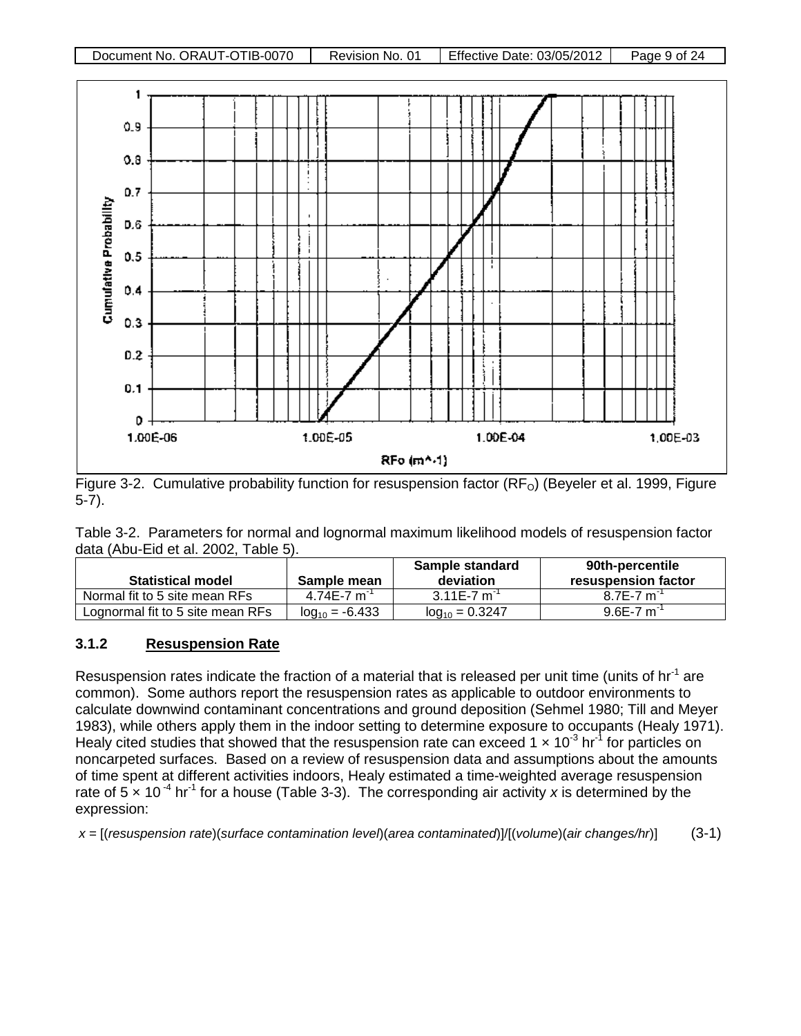Figure 3-2. Cumulative probability function for resuspension factor ($RF_O$) (Beyeler et al. 1999, Figure 5-7).

Table 3-2. Parameters for normal and lognormal maximum likelihood models of resuspension factor data (Abu-Eid et al. 2002, Table 5).

| Statistical model | Sample mean | Sample standard deviation | 90th-percentile resuspension factor |
|---|---|---|---|
| Normal fit to 5 site mean RFs | 4.74E-7 $m^{-1}$ | 3.11E-7 $m^{-1}$ | 8.7E-7 $m^{-1}$ |
| Lognormal fit to 5 site mean RFs | $\log_{10} = -6.433$ | $\log_{10} = 0.3247$ | 9.6E-7 $m^{-1}$ |

### 3.1.2 Resuspension Rate

Resuspension rates indicate the fraction of a material that is released per unit time (units of $hr^{-1}$ are common). Some authors report the resuspension rates as applicable to outdoor environments to calculate downwind contaminant concentrations and ground deposition (Sehmel 1980; Till and Meyer 1983), while others apply them in the indoor setting to determine exposure to occupants (Healy 1971). Healy cited studies that showed that the resuspension rate can exceed $1 \times 10^{-3}$ $hr^{-1}$ for particles on noncarpeted surfaces. Based on a review of resuspension data and assumptions about the amounts of time spent at different activities indoors, Healy estimated a time-weighted average resuspension rate of $5 \times 10^{-4}$ $hr^{-1}$ for a house (Table 3-3). The corresponding air activity $x$ is determined by the expression:

$$x = [(\textit{resuspension rate})(\textit{surface contamination level})(\textit{area contaminated})]/[(\textit{volume})(\textit{air changes/hr})] \quad (3\text{-}1)$$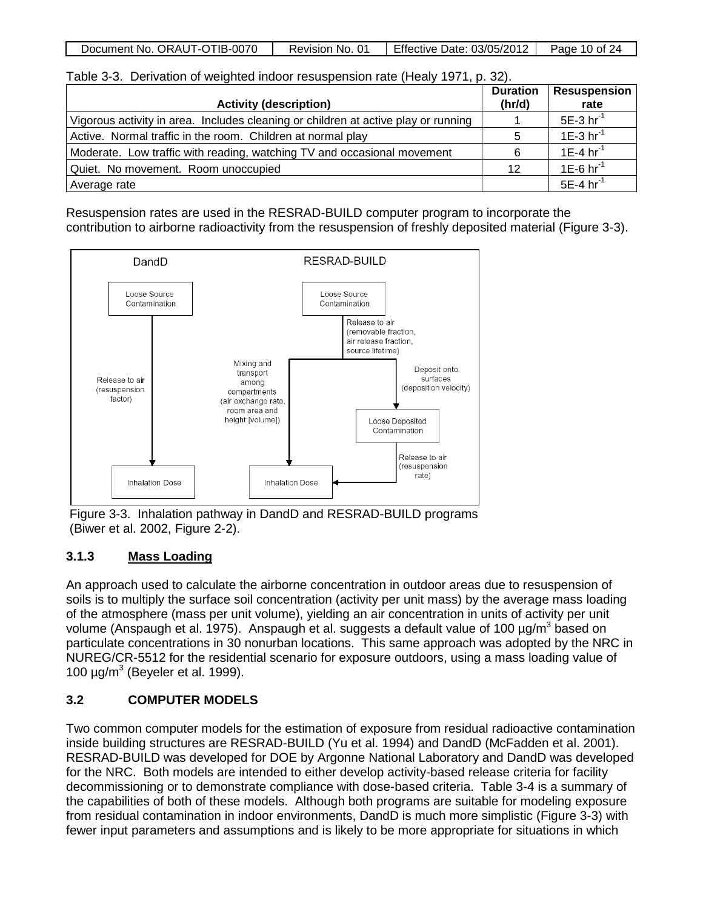Table 3-3. Derivation of weighted indoor resuspension rate (Healy 1971, p. 32).

| Activity (description) | Duration (hr/d) | Resuspension rate |
|---|---|---|
| Vigorous activity in area. Includes cleaning or children at active play or running | 1 | 5E-3 $hr^{-1}$ |
| Active. Normal traffic in the room. Children at normal play | 5 | 1E-3 $hr^{-1}$ |
| Moderate. Low traffic with reading, watching TV and occasional movement | 6 | 1E-4 $hr^{-1}$ |
| Quiet. No movement. Room unoccupied | 12 | 1E-6 $hr^{-1}$ |
| Average rate | | 5E-4 $hr^{-1}$ |

Resuspension rates are used in the RESRAD-BUILD computer program to incorporate the contribution to airborne radioactivity from the resuspension of freshly deposited material (Figure 3-3).

DandD: Loose Source Contamination → Release to air (resuspension factor) → Inhalation Dose

RESRAD-BUILD: Loose Source Contamination → Release to air (removable fraction, air release fraction, source lifetime) → Mixing and transport among compartments (air exchange rate, room area and height [volume]) → Inhalation Dose; Deposit onto surfaces (deposition velocity) → Loose Deposited Contamination → Release to air (resuspension rate) → Inhalation Dose

Figure 3-3. Inhalation pathway in DandD and RESRAD-BUILD programs (Biwer et al. 2002, Figure 2-2).

### 3.1.3 Mass Loading

An approach used to calculate the airborne concentration in outdoor areas due to resuspension of soils is to multiply the surface soil concentration (activity per unit mass) by the average mass loading of the atmosphere (mass per unit volume), yielding an air concentration in units of activity per unit volume (Anspaugh et al. 1975). Anspaugh et al. suggests a default value of 100 µg/$m^3$ based on particulate concentrations in 30 nonurban locations. This same approach was adopted by the NRC in NUREG/CR-5512 for the residential scenario for exposure outdoors, using a mass loading value of 100 µg/$m^3$ (Beyeler et al. 1999).

## 3.2 COMPUTER MODELS

Two common computer models for the estimation of exposure from residual radioactive contamination inside building structures are RESRAD-BUILD (Yu et al. 1994) and DandD (McFadden et al. 2001). RESRAD-BUILD was developed for DOE by Argonne National Laboratory and DandD was developed for the NRC. Both models are intended to either develop activity-based release criteria for facility decommissioning or to demonstrate compliance with dose-based criteria. Table 3-4 is a summary of the capabilities of both of these models. Although both programs are suitable for modeling exposure from residual contamination in indoor environments, DandD is much more simplistic (Figure 3-3) with fewer input parameters and assumptions and is likely to be more appropriate for situations in which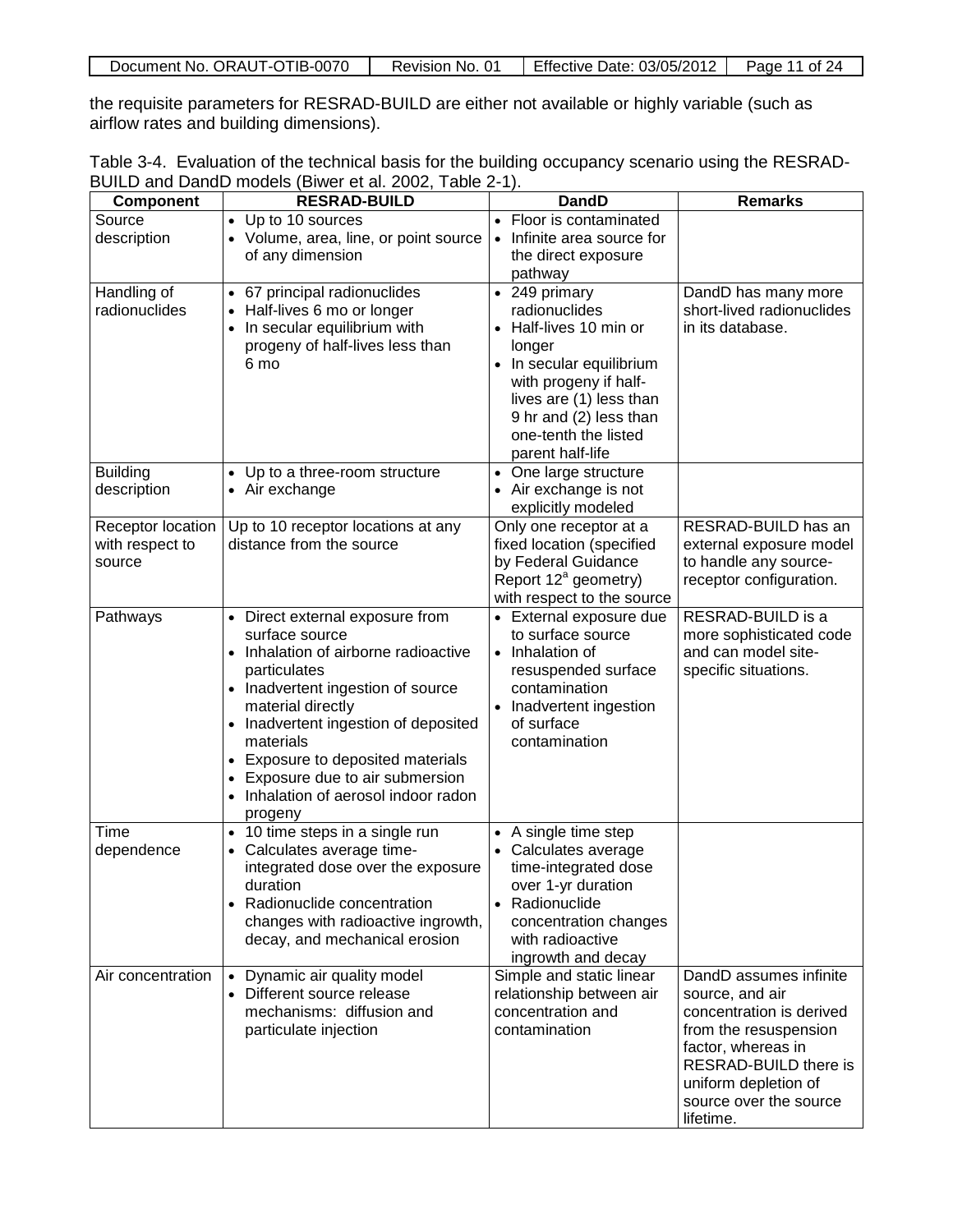the requisite parameters for RESRAD-BUILD are either not available or highly variable (such as airflow rates and building dimensions).

Table 3-4. Evaluation of the technical basis for the building occupancy scenario using the RESRAD-BUILD and DandD models (Biwer et al. 2002, Table 2-1).

| Component | RESRAD-BUILD | DandD | Remarks |
|---|---|---|---|
| Source description | • Up to 10 sources<br>• Volume, area, line, or point source of any dimension | • Floor is contaminated<br>• Infinite area source for the direct exposure pathway | |
| Handling of radionuclides | • 67 principal radionuclides<br>• Half-lives 6 mo or longer<br>• In secular equilibrium with progeny of half-lives less than 6 mo | • 249 primary radionuclides<br>• Half-lives 10 min or longer<br>• In secular equilibrium with progeny if half-lives are (1) less than 9 hr and (2) less than one-tenth the listed parent half-life | DandD has many more short-lived radionuclides in its database. |
| Building description | • Up to a three-room structure<br>• Air exchange | • One large structure<br>• Air exchange is not explicitly modeled | |
| Receptor location with respect to source | Up to 10 receptor locations at any distance from the source | Only one receptor at a fixed location (specified by Federal Guidance Report 12[a] geometry) with respect to the source | RESRAD-BUILD has an external exposure model to handle any source-receptor configuration. |
| Pathways | • Direct external exposure from surface source<br>• Inhalation of airborne radioactive particulates<br>• Inadvertent ingestion of source material directly<br>• Inadvertent ingestion of deposited materials<br>• Exposure to deposited materials<br>• Exposure due to air submersion<br>• Inhalation of aerosol indoor radon progeny | • External exposure due to surface source<br>• Inhalation of resuspended surface contamination<br>• Inadvertent ingestion of surface contamination | RESRAD-BUILD is a more sophisticated code and can model site-specific situations. |
| Time dependence | • 10 time steps in a single run<br>• Calculates average time-integrated dose over the exposure duration<br>• Radionuclide concentration changes with radioactive ingrowth, decay, and mechanical erosion | • A single time step<br>• Calculates average time-integrated dose over 1-yr duration<br>• Radionuclide concentration changes with radioactive ingrowth and decay | |
| Air concentration | • Dynamic air quality model<br>• Different source release mechanisms: diffusion and particulate injection | Simple and static linear relationship between air concentration and contamination | DandD assumes infinite source, and air concentration is derived from the resuspension factor, whereas in RESRAD-BUILD there is uniform depletion of source over the source lifetime. |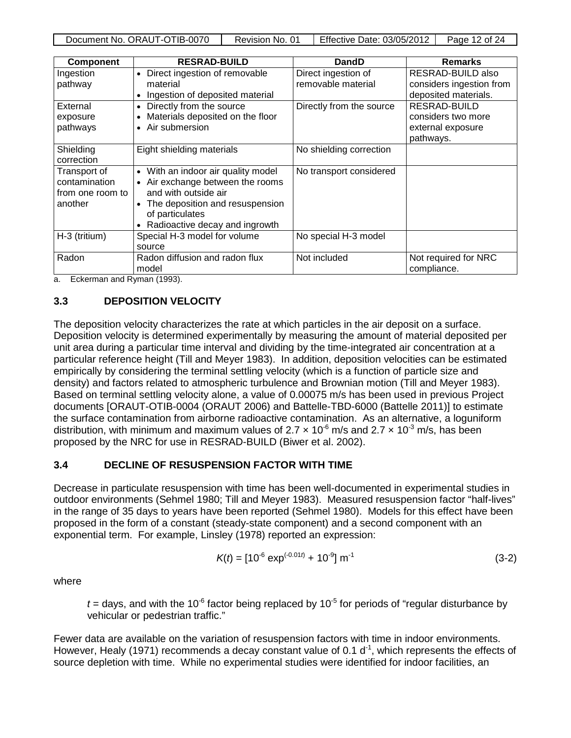| Component | RESRAD-BUILD | DandD | Remarks |
|---|---|---|---|
| Ingestion pathway | • Direct ingestion of removable material<br>• Ingestion of deposited material | Direct ingestion of removable material | RESRAD-BUILD also considers ingestion from deposited materials. |
| External exposure pathways | • Directly from the source<br>• Materials deposited on the floor<br>• Air submersion | Directly from the source | RESRAD-BUILD considers two more external exposure pathways. |
| Shielding correction | Eight shielding materials | No shielding correction | |
| Transport of contamination from one room to another | • With an indoor air quality model<br>• Air exchange between the rooms and with outside air<br>• The deposition and resuspension of particulates<br>• Radioactive decay and ingrowth | No transport considered | |
| H-3 (tritium) | Special H-3 model for volume source | No special H-3 model | |
| Radon | Radon diffusion and radon flux model | Not included | Not required for NRC compliance. |

a. Eckerman and Ryman (1993).

### 3.3 DEPOSITION VELOCITY

The deposition velocity characterizes the rate at which particles in the air deposit on a surface. Deposition velocity is determined experimentally by measuring the amount of material deposited per unit area during a particular time interval and dividing by the time-integrated air concentration at a particular reference height (Till and Meyer 1983). In addition, deposition velocities can be estimated empirically by considering the terminal settling velocity (which is a function of particle size and density) and factors related to atmospheric turbulence and Brownian motion (Till and Meyer 1983). Based on terminal settling velocity alone, a value of 0.00075 m/s has been used in previous Project documents [ORAUT-OTIB-0004 (ORAUT 2006) and Battelle-TBD-6000 (Battelle 2011)] to estimate the surface contamination from airborne radioactive contamination. As an alternative, a loguniform distribution, with minimum and maximum values of $2.7 \times 10^{-6}$ m/s and $2.7 \times 10^{-3}$ m/s, has been proposed by the NRC for use in RESRAD-BUILD (Biwer et al. 2002).

### 3.4 DECLINE OF RESUSPENSION FACTOR WITH TIME

Decrease in particulate resuspension with time has been well-documented in experimental studies in outdoor environments (Sehmel 1980; Till and Meyer 1983). Measured resuspension factor "half-lives" in the range of 35 days to years have been reported (Sehmel 1980). Models for this effect have been proposed in the form of a constant (steady-state component) and a second component with an exponential term. For example, Linsley (1978) reported an expression:

$$K(t) = [10^{-6} \exp^{(-0.01t)} + 10^{-9}] \text{ m}^{-1} \tag{3-2}$$

where

$t$ = days, and with the $10^{-6}$ factor being replaced by $10^{-5}$ for periods of "regular disturbance by vehicular or pedestrian traffic."

Fewer data are available on the variation of resuspension factors with time in indoor environments. However, Healy (1971) recommends a decay constant value of 0.1 $d^{-1}$, which represents the effects of source depletion with time. While no experimental studies were identified for indoor facilities, an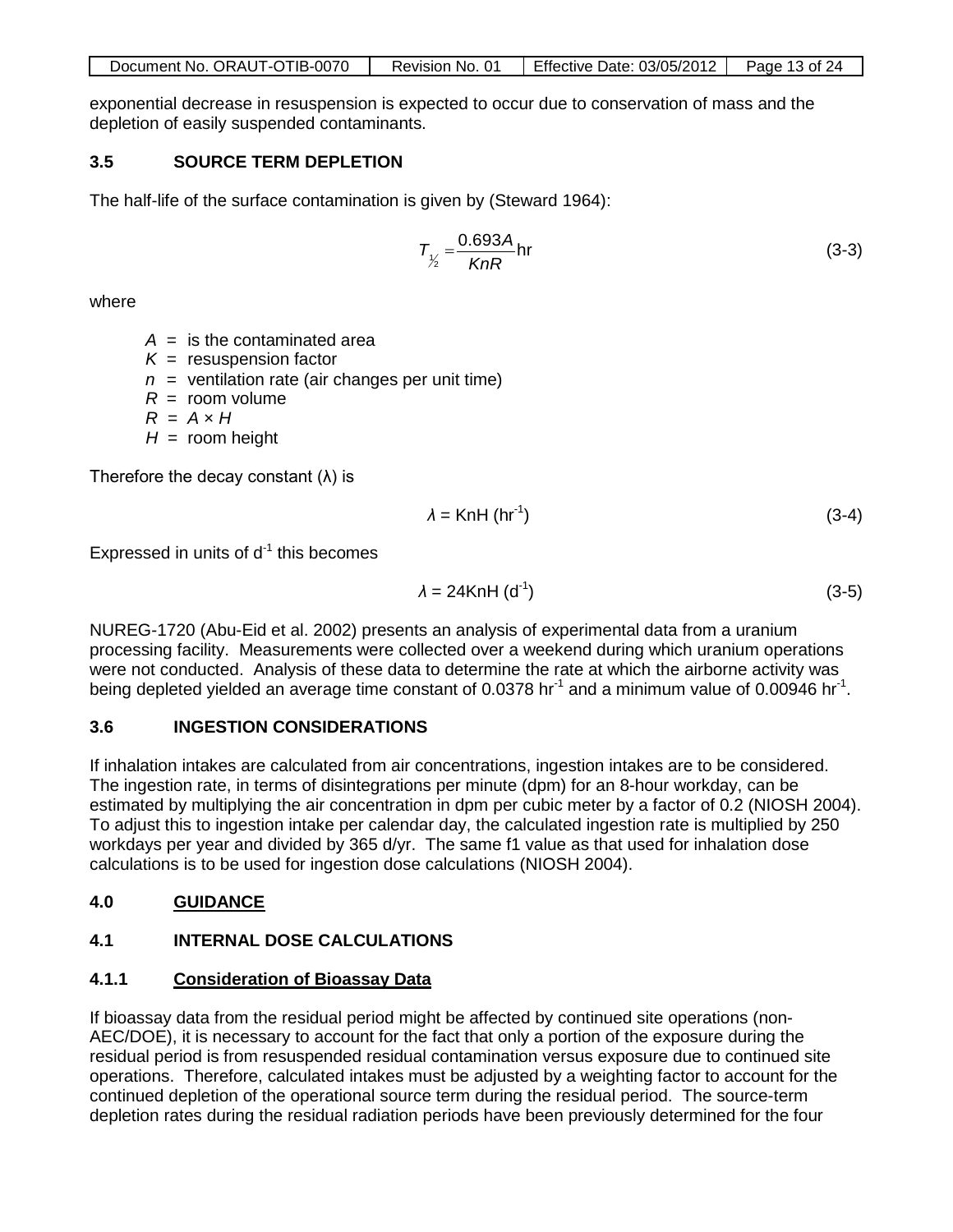exponential decrease in resuspension is expected to occur due to conservation of mass and the depletion of easily suspended contaminants.

### 3.5 SOURCE TERM DEPLETION

The half-life of the surface contamination is given by (Steward 1964):

$$T_{\frac{1}{2}} = \frac{0.693A}{KnR}\text{hr} \tag{3-3}$$

where

- $A$ = is the contaminated area
- $K$ = resuspension factor
- $n$ = ventilation rate (air changes per unit time)
- $R$ = room volume
- $R$ = $A \times H$
- $H$ = room height

Therefore the decay constant (λ) is

$$\lambda = \text{KnH (hr}^{-1}) \tag{3-4}$$

Expressed in units of $d^{-1}$ this becomes

$$\lambda = 24\text{KnH (d}^{-1}) \tag{3-5}$$

NUREG-1720 (Abu-Eid et al. 2002) presents an analysis of experimental data from a uranium processing facility. Measurements were collected over a weekend during which uranium operations were not conducted. Analysis of these data to determine the rate at which the airborne activity was being depleted yielded an average time constant of 0.0378 $hr^{-1}$ and a minimum value of 0.00946 $hr^{-1}$.

### 3.6 INGESTION CONSIDERATIONS

If inhalation intakes are calculated from air concentrations, ingestion intakes are to be considered. The ingestion rate, in terms of disintegrations per minute (dpm) for an 8-hour workday, can be estimated by multiplying the air concentration in dpm per cubic meter by a factor of 0.2 (NIOSH 2004). To adjust this to ingestion intake per calendar day, the calculated ingestion rate is multiplied by 250 workdays per year and divided by 365 d/yr. The same f1 value as that used for inhalation dose calculations is to be used for ingestion dose calculations (NIOSH 2004).

## 4.0 GUIDANCE

### 4.1 INTERNAL DOSE CALCULATIONS

#### 4.1.1 Consideration of Bioassay Data

If bioassay data from the residual period might be affected by continued site operations (non-AEC/DOE), it is necessary to account for the fact that only a portion of the exposure during the residual period is from resuspended residual contamination versus exposure due to continued site operations. Therefore, calculated intakes must be adjusted by a weighting factor to account for the continued depletion of the operational source term during the residual period. The source-term depletion rates during the residual radiation periods have been previously determined for the four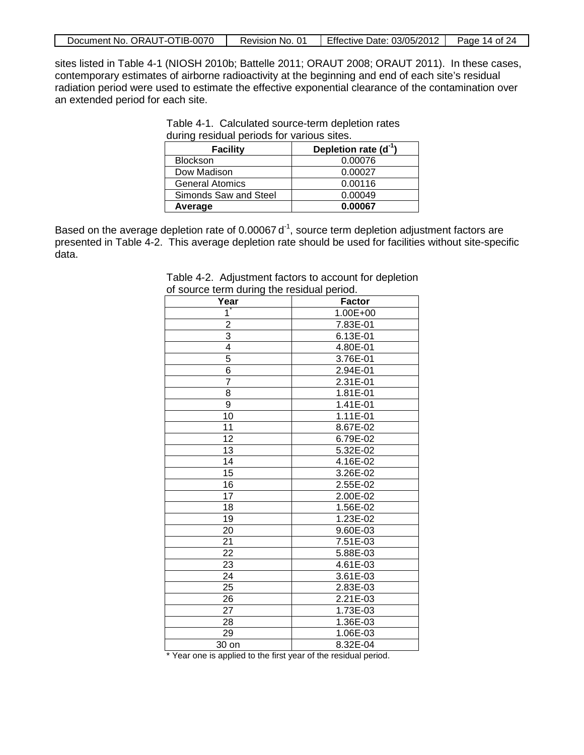sites listed in Table 4-1 (NIOSH 2010b; Battelle 2011; ORAUT 2008; ORAUT 2011). In these cases, contemporary estimates of airborne radioactivity at the beginning and end of each site's residual radiation period were used to estimate the effective exponential clearance of the contamination over an extended period for each site.

Table 4-1. Calculated source-term depletion rates during residual periods for various sites.

| Facility | Depletion rate ($d^{-1}$) |
|---|---|
| Blockson | 0.00076 |
| Dow Madison | 0.00027 |
| General Atomics | 0.00116 |
| Simonds Saw and Steel | 0.00049 |
| **Average** | **0.00067** |

Based on the average depletion rate of 0.00067 $d^{-1}$, source term depletion adjustment factors are presented in Table 4-2. This average depletion rate should be used for facilities without site-specific data.

Table 4-2. Adjustment factors to account for depletion of source term during the residual period.

| Year | Factor |
|---|---|
| 1* | 1.00E+00 |
| 2 | 7.83E-01 |
| 3 | 6.13E-01 |
| 4 | 4.80E-01 |
| 5 | 3.76E-01 |
| 6 | 2.94E-01 |
| 7 | 2.31E-01 |
| 8 | 1.81E-01 |
| 9 | 1.41E-01 |
| 10 | 1.11E-01 |
| 11 | 8.67E-02 |
| 12 | 6.79E-02 |
| 13 | 5.32E-02 |
| 14 | 4.16E-02 |
| 15 | 3.26E-02 |
| 16 | 2.55E-02 |
| 17 | 2.00E-02 |
| 18 | 1.56E-02 |
| 19 | 1.23E-02 |
| 20 | 9.60E-03 |
| 21 | 7.51E-03 |
| 22 | 5.88E-03 |
| 23 | 4.61E-03 |
| 24 | 3.61E-03 |
| 25 | 2.83E-03 |
| 26 | 2.21E-03 |
| 27 | 1.73E-03 |
| 28 | 1.36E-03 |
| 29 | 1.06E-03 |
| 30 on | 8.32E-04 |

\* Year one is applied to the first year of the residual period.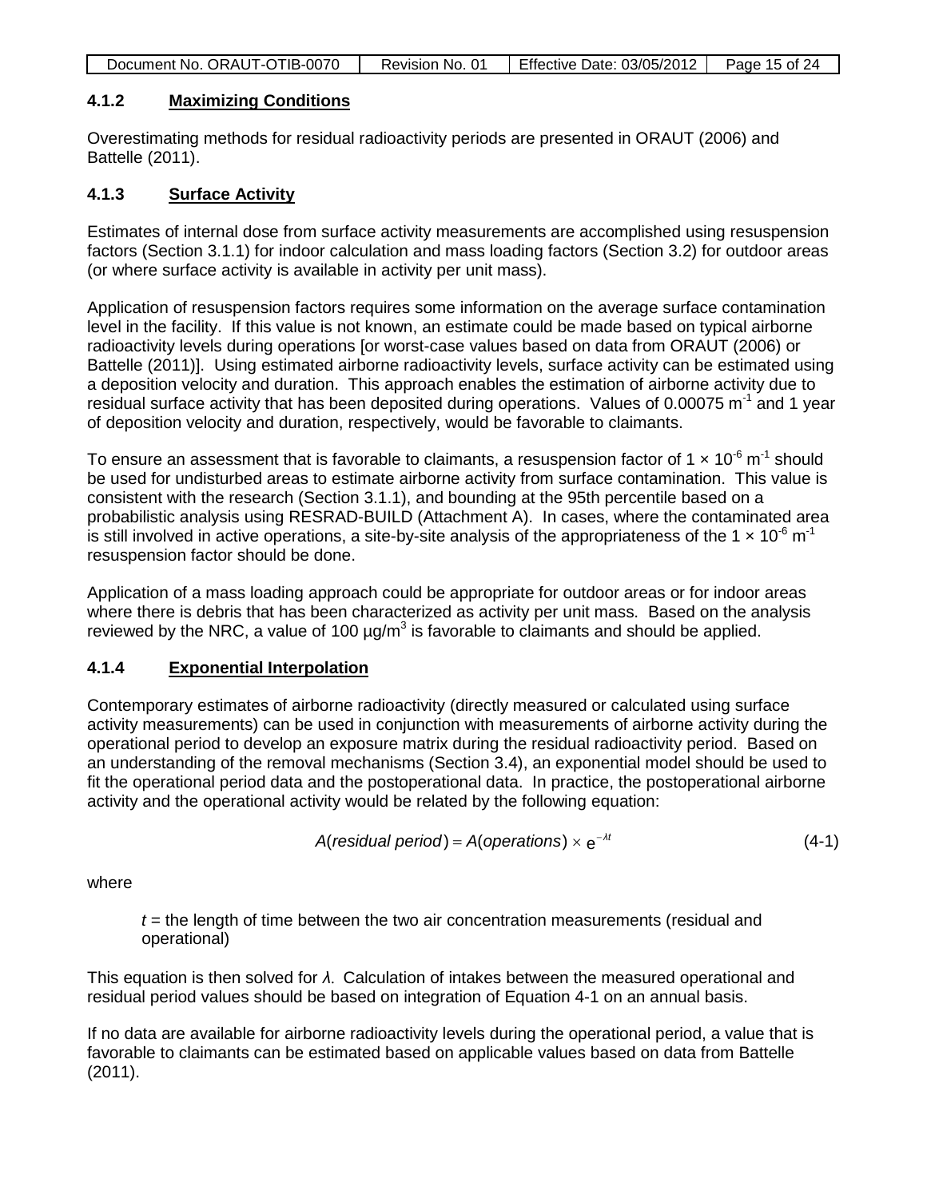### 4.1.2 Maximizing Conditions

Overestimating methods for residual radioactivity periods are presented in ORAUT (2006) and Battelle (2011).

### 4.1.3 Surface Activity

Estimates of internal dose from surface activity measurements are accomplished using resuspension factors (Section 3.1.1) for indoor calculation and mass loading factors (Section 3.2) for outdoor areas (or where surface activity is available in activity per unit mass).

Application of resuspension factors requires some information on the average surface contamination level in the facility. If this value is not known, an estimate could be made based on typical airborne radioactivity levels during operations [or worst-case values based on data from ORAUT (2006) or Battelle (2011)]. Using estimated airborne radioactivity levels, surface activity can be estimated using a deposition velocity and duration. This approach enables the estimation of airborne activity due to residual surface activity that has been deposited during operations. Values of 0.00075 $m^{-1}$ and 1 year of deposition velocity and duration, respectively, would be favorable to claimants.

To ensure an assessment that is favorable to claimants, a resuspension factor of $1 \times 10^{-6}$ $m^{-1}$ should be used for undisturbed areas to estimate airborne activity from surface contamination. This value is consistent with the research (Section 3.1.1), and bounding at the 95th percentile based on a probabilistic analysis using RESRAD-BUILD (Attachment A). In cases, where the contaminated area is still involved in active operations, a site-by-site analysis of the appropriateness of the $1 \times 10^{-6}$ $m^{-1}$ resuspension factor should be done.

Application of a mass loading approach could be appropriate for outdoor areas or for indoor areas where there is debris that has been characterized as activity per unit mass. Based on the analysis reviewed by the NRC, a value of 100 μg/$m^3$ is favorable to claimants and should be applied.

### 4.1.4 Exponential Interpolation

Contemporary estimates of airborne radioactivity (directly measured or calculated using surface activity measurements) can be used in conjunction with measurements of airborne activity during the operational period to develop an exposure matrix during the residual radioactivity period. Based on an understanding of the removal mechanisms (Section 3.4), an exponential model should be used to fit the operational period data and the postoperational data. In practice, the postoperational airborne activity and the operational activity would be related by the following equation:

$$A(\textit{residual period}) = A(\textit{operations}) \times e^{-\lambda t} \tag{4-1}$$

where

$t$ = the length of time between the two air concentration measurements (residual and operational)

This equation is then solved for $\lambda$. Calculation of intakes between the measured operational and residual period values should be based on integration of Equation 4-1 on an annual basis.

If no data are available for airborne radioactivity levels during the operational period, a value that is favorable to claimants can be estimated based on applicable values based on data from Battelle (2011).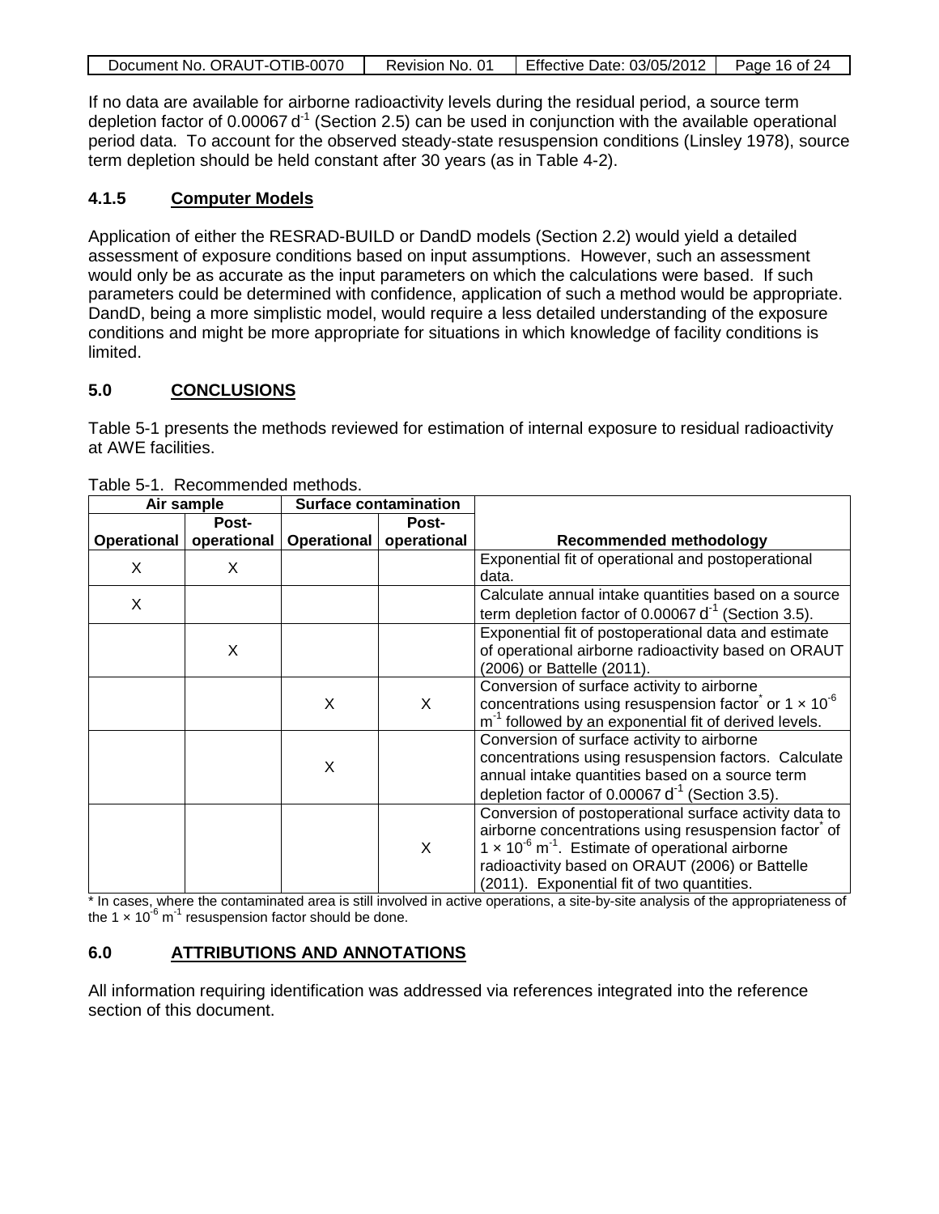If no data are available for airborne radioactivity levels during the residual period, a source term depletion factor of 0.00067 $d^{-1}$ (Section 2.5) can be used in conjunction with the available operational period data. To account for the observed steady-state resuspension conditions (Linsley 1978), source term depletion should be held constant after 30 years (as in Table 4-2).

### 4.1.5 Computer Models

Application of either the RESRAD-BUILD or DandD models (Section 2.2) would yield a detailed assessment of exposure conditions based on input assumptions. However, such an assessment would only be as accurate as the input parameters on which the calculations were based. If such parameters could be determined with confidence, application of such a method would be appropriate. DandD, being a more simplistic model, would require a less detailed understanding of the exposure conditions and might be more appropriate for situations in which knowledge of facility conditions is limited.

## 5.0 CONCLUSIONS

Table 5-1 presents the methods reviewed for estimation of internal exposure to residual radioactivity at AWE facilities.

Table 5-1. Recommended methods.

| Air sample | | Surface contamination | | |
|---|---|---|---|---|
| **Operational** | **Post-operational** | **Operational** | **Post-operational** | **Recommended methodology** |
| X | X | | | Exponential fit of operational and postoperational data. |
| X | | | | Calculate annual intake quantities based on a source term depletion factor of 0.00067 $d^{-1}$ (Section 3.5). |
| | X | | | Exponential fit of postoperational data and estimate of operational airborne radioactivity based on ORAUT (2006) or Battelle (2011). |
| | | X | X | Conversion of surface activity to airborne concentrations using resuspension factor* or $1 \times 10^{-6}$ $m^{-1}$ followed by an exponential fit of derived levels. |
| | | X | | Conversion of surface activity to airborne concentrations using resuspension factors. Calculate annual intake quantities based on a source term depletion factor of 0.00067 $d^{-1}$ (Section 3.5). |
| | | | X | Conversion of postoperational surface activity data to airborne concentrations using resuspension factor* of $1 \times 10^{-6}$ $m^{-1}$. Estimate of operational airborne radioactivity based on ORAUT (2006) or Battelle (2011). Exponential fit of two quantities. |

* In cases, where the contaminated area is still involved in active operations, a site-by-site analysis of the appropriateness of the $1 \times 10^{-6}$ $m^{-1}$ resuspension factor should be done.

## 6.0 ATTRIBUTIONS AND ANNOTATIONS

All information requiring identification was addressed via references integrated into the reference section of this document.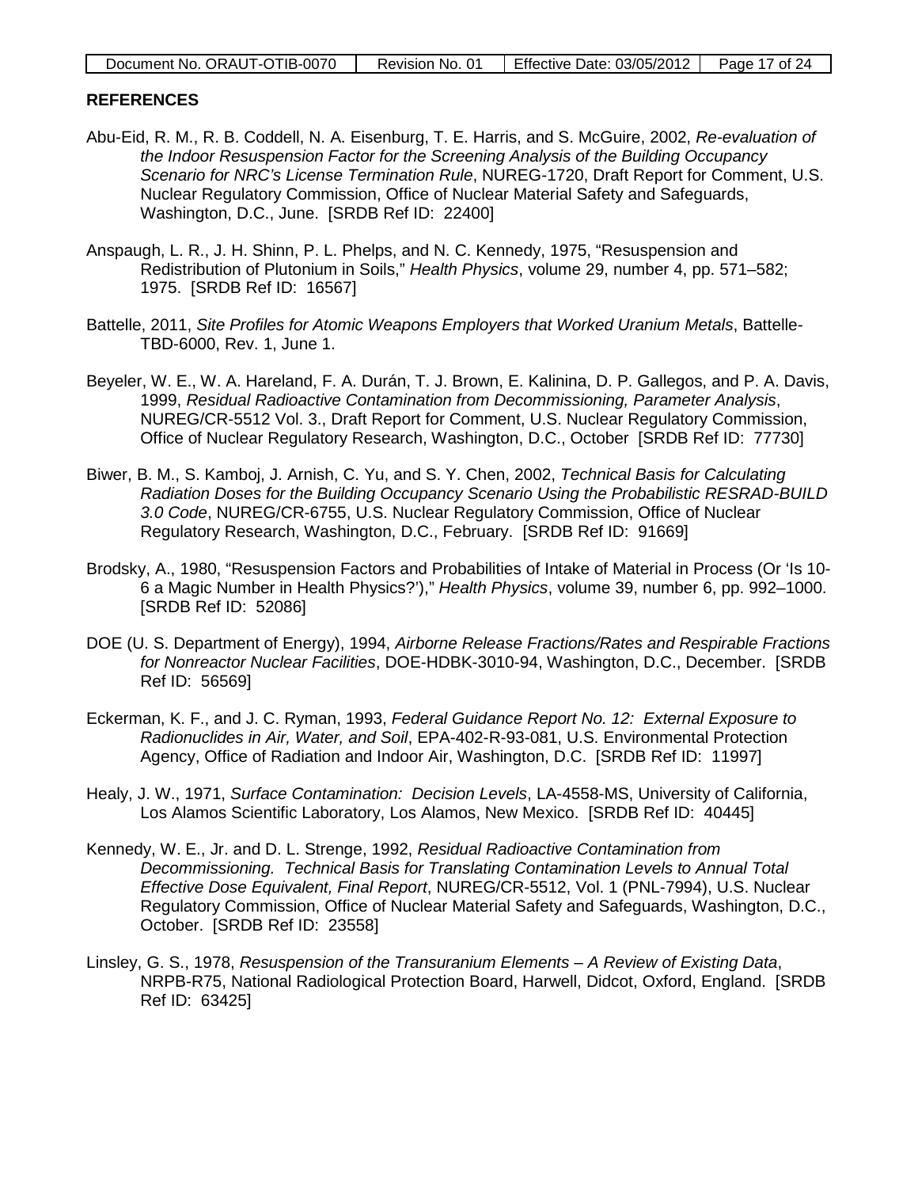## REFERENCES

Abu-Eid, R. M., R. B. Coddell, N. A. Eisenburg, T. E. Harris, and S. McGuire, 2002, *Re-evaluation of the Indoor Resuspension Factor for the Screening Analysis of the Building Occupancy Scenario for NRC's License Termination Rule*, NUREG-1720, Draft Report for Comment, U.S. Nuclear Regulatory Commission, Office of Nuclear Material Safety and Safeguards, Washington, D.C., June. [SRDB Ref ID: 22400]

Anspaugh, L. R., J. H. Shinn, P. L. Phelps, and N. C. Kennedy, 1975, "Resuspension and Redistribution of Plutonium in Soils," *Health Physics*, volume 29, number 4, pp. 571–582; 1975. [SRDB Ref ID: 16567]

Battelle, 2011, *Site Profiles for Atomic Weapons Employers that Worked Uranium Metals*, Battelle-TBD-6000, Rev. 1, June 1.

Beyeler, W. E., W. A. Hareland, F. A. Durán, T. J. Brown, E. Kalinina, D. P. Gallegos, and P. A. Davis, 1999, *Residual Radioactive Contamination from Decommissioning, Parameter Analysis*, NUREG/CR-5512 Vol. 3., Draft Report for Comment, U.S. Nuclear Regulatory Commission, Office of Nuclear Regulatory Research, Washington, D.C., October [SRDB Ref ID: 77730]

Biwer, B. M., S. Kamboj, J. Arnish, C. Yu, and S. Y. Chen, 2002, *Technical Basis for Calculating Radiation Doses for the Building Occupancy Scenario Using the Probabilistic RESRAD-BUILD 3.0 Code*, NUREG/CR-6755, U.S. Nuclear Regulatory Commission, Office of Nuclear Regulatory Research, Washington, D.C., February. [SRDB Ref ID: 91669]

Brodsky, A., 1980, "Resuspension Factors and Probabilities of Intake of Material in Process (Or 'Is 10-6 a Magic Number in Health Physics?')," *Health Physics*, volume 39, number 6, pp. 992–1000. [SRDB Ref ID: 52086]

DOE (U. S. Department of Energy), 1994, *Airborne Release Fractions/Rates and Respirable Fractions for Nonreactor Nuclear Facilities*, DOE-HDBK-3010-94, Washington, D.C., December. [SRDB Ref ID: 56569]

Eckerman, K. F., and J. C. Ryman, 1993, *Federal Guidance Report No. 12: External Exposure to Radionuclides in Air, Water, and Soil*, EPA-402-R-93-081, U.S. Environmental Protection Agency, Office of Radiation and Indoor Air, Washington, D.C. [SRDB Ref ID: 11997]

Healy, J. W., 1971, *Surface Contamination: Decision Levels*, LA-4558-MS, University of California, Los Alamos Scientific Laboratory, Los Alamos, New Mexico. [SRDB Ref ID: 40445]

Kennedy, W. E., Jr. and D. L. Strenge, 1992, *Residual Radioactive Contamination from Decommissioning. Technical Basis for Translating Contamination Levels to Annual Total Effective Dose Equivalent, Final Report*, NUREG/CR-5512, Vol. 1 (PNL-7994), U.S. Nuclear Regulatory Commission, Office of Nuclear Material Safety and Safeguards, Washington, D.C., October. [SRDB Ref ID: 23558]

Linsley, G. S., 1978, *Resuspension of the Transuranium Elements – A Review of Existing Data*, NRPB-R75, National Radiological Protection Board, Harwell, Didcot, Oxford, England. [SRDB Ref ID: 63425]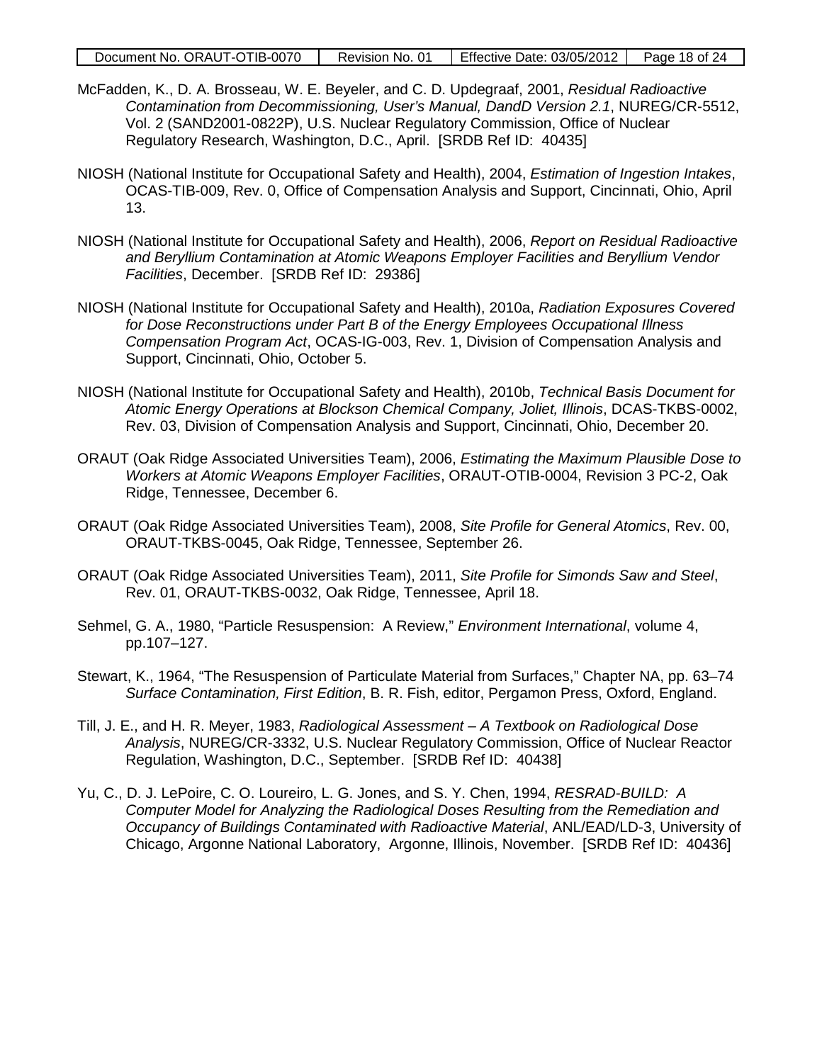McFadden, K., D. A. Brosseau, W. E. Beyeler, and C. D. Updegraaf, 2001, *Residual Radioactive Contamination from Decommissioning, User's Manual, DandD Version 2.1*, NUREG/CR-5512, Vol. 2 (SAND2001-0822P), U.S. Nuclear Regulatory Commission, Office of Nuclear Regulatory Research, Washington, D.C., April. [SRDB Ref ID: 40435]

NIOSH (National Institute for Occupational Safety and Health), 2004, *Estimation of Ingestion Intakes*, OCAS-TIB-009, Rev. 0, Office of Compensation Analysis and Support, Cincinnati, Ohio, April 13.

NIOSH (National Institute for Occupational Safety and Health), 2006, *Report on Residual Radioactive and Beryllium Contamination at Atomic Weapons Employer Facilities and Beryllium Vendor Facilities*, December. [SRDB Ref ID: 29386]

NIOSH (National Institute for Occupational Safety and Health), 2010a, *Radiation Exposures Covered for Dose Reconstructions under Part B of the Energy Employees Occupational Illness Compensation Program Act*, OCAS-IG-003, Rev. 1, Division of Compensation Analysis and Support, Cincinnati, Ohio, October 5.

NIOSH (National Institute for Occupational Safety and Health), 2010b, *Technical Basis Document for Atomic Energy Operations at Blockson Chemical Company, Joliet, Illinois*, DCAS-TKBS-0002, Rev. 03, Division of Compensation Analysis and Support, Cincinnati, Ohio, December 20.

ORAUT (Oak Ridge Associated Universities Team), 2006, *Estimating the Maximum Plausible Dose to Workers at Atomic Weapons Employer Facilities*, ORAUT-OTIB-0004, Revision 3 PC-2, Oak Ridge, Tennessee, December 6.

ORAUT (Oak Ridge Associated Universities Team), 2008, *Site Profile for General Atomics*, Rev. 00, ORAUT-TKBS-0045, Oak Ridge, Tennessee, September 26.

ORAUT (Oak Ridge Associated Universities Team), 2011, *Site Profile for Simonds Saw and Steel*, Rev. 01, ORAUT-TKBS-0032, Oak Ridge, Tennessee, April 18.

Sehmel, G. A., 1980, "Particle Resuspension: A Review," *Environment International*, volume 4, pp.107–127.

Stewart, K., 1964, "The Resuspension of Particulate Material from Surfaces," Chapter NA, pp. 63–74 *Surface Contamination, First Edition*, B. R. Fish, editor, Pergamon Press, Oxford, England.

Till, J. E., and H. R. Meyer, 1983, *Radiological Assessment – A Textbook on Radiological Dose Analysis*, NUREG/CR-3332, U.S. Nuclear Regulatory Commission, Office of Nuclear Reactor Regulation, Washington, D.C., September. [SRDB Ref ID: 40438]

Yu, C., D. J. LePoire, C. O. Loureiro, L. G. Jones, and S. Y. Chen, 1994, *RESRAD-BUILD: A Computer Model for Analyzing the Radiological Doses Resulting from the Remediation and Occupancy of Buildings Contaminated with Radioactive Material*, ANL/EAD/LD-3, University of Chicago, Argonne National Laboratory, Argonne, Illinois, November. [SRDB Ref ID: 40436]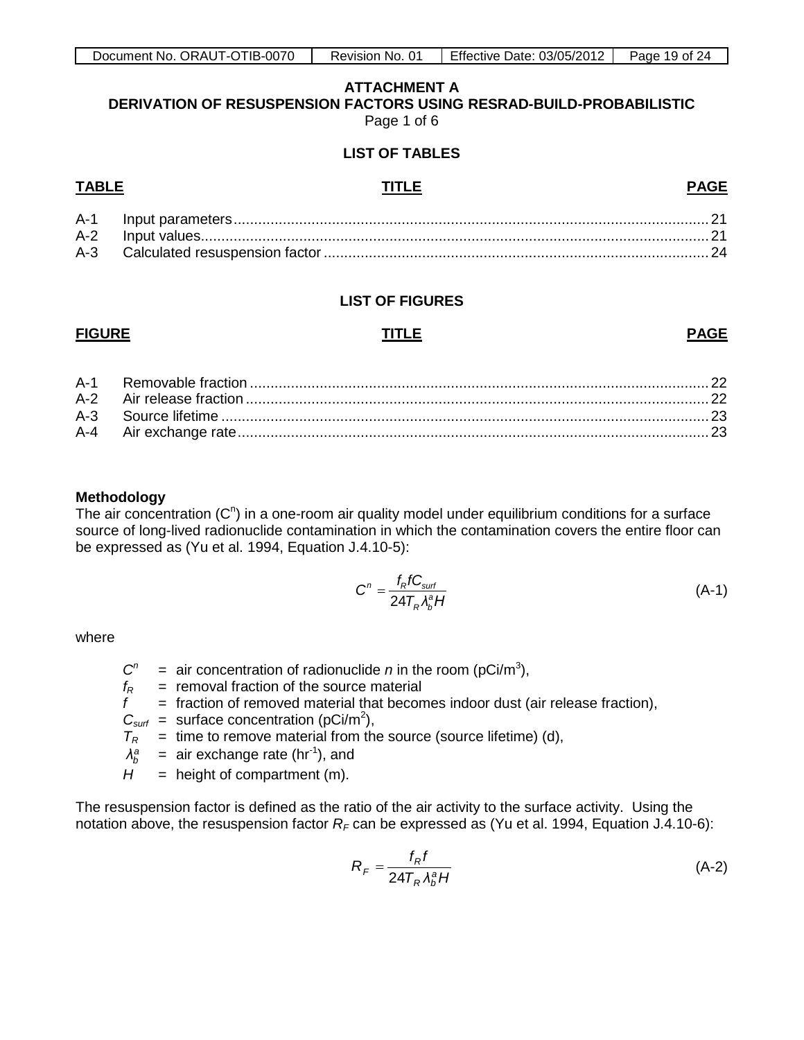**ATTACHMENT A**
**DERIVATION OF RESUSPENSION FACTORS USING RESRAD-BUILD-PROBABILISTIC**
Page 1 of 6

**LIST OF TABLES**

| TABLE | TITLE | PAGE |
|---|---|---|
| A-1 | Input parameters | 21 |
| A-2 | Input values | 21 |
| A-3 | Calculated resuspension factor | 24 |

**LIST OF FIGURES**

| FIGURE | TITLE | PAGE |
|---|---|---|
| A-1 | Removable fraction | 22 |
| A-2 | Air release fraction | 22 |
| A-3 | Source lifetime | 23 |
| A-4 | Air exchange rate | 23 |

**Methodology**

The air concentration ($C^n$) in a one-room air quality model under equilibrium conditions for a surface source of long-lived radionuclide contamination in which the contamination covers the entire floor can be expressed as (Yu et al. 1994, Equation J.4.10-5):

$$C^n = \frac{f_R f C_{surf}}{24 T_R \lambda_b^a H} \tag{A-1}$$

where

- $C^n$ = air concentration of radionuclide *n* in the room (pCi/m$^3$),
- $f_R$ = removal fraction of the source material
- $f$ = fraction of removed material that becomes indoor dust (air release fraction),
- $C_{surf}$ = surface concentration (pCi/m$^2$),
- $T_R$ = time to remove material from the source (source lifetime) (d),
- $\lambda_b^a$ = air exchange rate (hr$^{-1}$), and
- $H$ = height of compartment (m).

The resuspension factor is defined as the ratio of the air activity to the surface activity. Using the notation above, the resuspension factor $R_F$ can be expressed as (Yu et al. 1994, Equation J.4.10-6):

$$R_F = \frac{f_R f}{24 T_R \lambda_b^a H} \tag{A-2}$$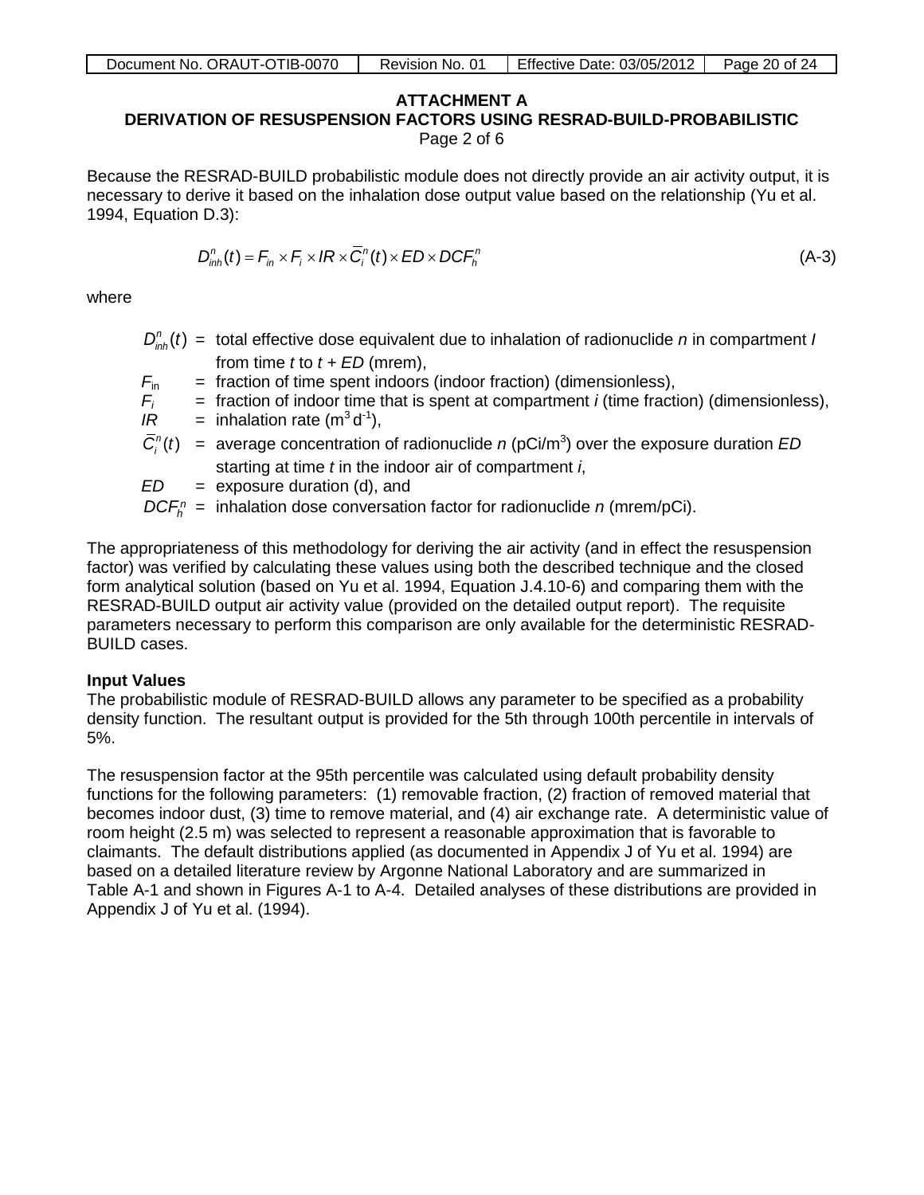**ATTACHMENT A**
**DERIVATION OF RESUSPENSION FACTORS USING RESRAD-BUILD-PROBABILISTIC**
Page 2 of 6

Because the RESRAD-BUILD probabilistic module does not directly provide an air activity output, it is necessary to derive it based on the inhalation dose output value based on the relationship (Yu et al. 1994, Equation D.3):

$$D_{inh}^{n}(t) = F_{in} \times F_{i} \times IR \times \overline{C}_{i}^{n}(t) \times ED \times DCF_{h}^{n} \tag{A-3}$$

where

- $D_{inh}^{n}(t)$ = total effective dose equivalent due to inhalation of radionuclide *n* in compartment *I* from time *t* to *t* + *ED* (mrem),
- $F_{in}$ = fraction of time spent indoors (indoor fraction) (dimensionless),
- $F_i$ = fraction of indoor time that is spent at compartment *i* (time fraction) (dimensionless),
- $IR$ = inhalation rate ($m^3 d^{-1}$),
- $\overline{C}_{i}^{n}(t)$ = average concentration of radionuclide *n* (pCi/$m^3$) over the exposure duration *ED* starting at time *t* in the indoor air of compartment *i*,
- $ED$ = exposure duration (d), and
- $DCF_{h}^{n}$ = inhalation dose conversation factor for radionuclide *n* (mrem/pCi).

The appropriateness of this methodology for deriving the air activity (and in effect the resuspension factor) was verified by calculating these values using both the described technique and the closed form analytical solution (based on Yu et al. 1994, Equation J.4.10-6) and comparing them with the RESRAD-BUILD output air activity value (provided on the detailed output report). The requisite parameters necessary to perform this comparison are only available for the deterministic RESRAD-BUILD cases.

**Input Values**

The probabilistic module of RESRAD-BUILD allows any parameter to be specified as a probability density function. The resultant output is provided for the 5th through 100th percentile in intervals of 5%.

The resuspension factor at the 95th percentile was calculated using default probability density functions for the following parameters: (1) removable fraction, (2) fraction of removed material that becomes indoor dust, (3) time to remove material, and (4) air exchange rate. A deterministic value of room height (2.5 m) was selected to represent a reasonable approximation that is favorable to claimants. The default distributions applied (as documented in Appendix J of Yu et al. 1994) are based on a detailed literature review by Argonne National Laboratory and are summarized in Table A-1 and shown in Figures A-1 to A-4. Detailed analyses of these distributions are provided in Appendix J of Yu et al. (1994).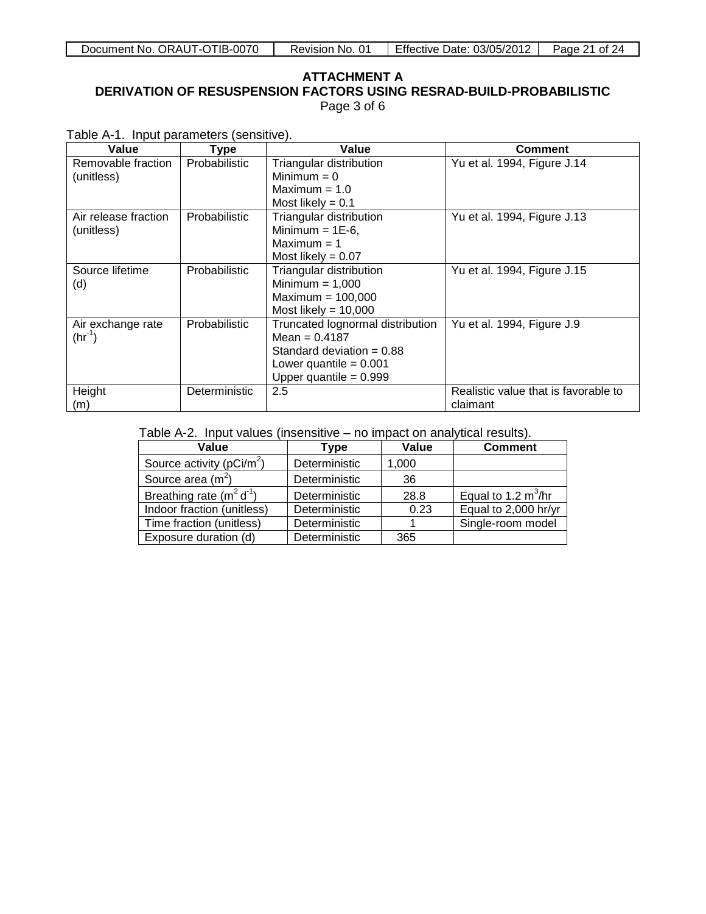**ATTACHMENT A**
**DERIVATION OF RESUSPENSION FACTORS USING RESRAD-BUILD-PROBABILISTIC**
Page 3 of 6

Table A-1. Input parameters (sensitive).

| Value | Type | Value | Comment |
|---|---|---|---|
| Removable fraction (unitless) | Probabilistic | Triangular distribution<br>Minimum = 0<br>Maximum = 1.0<br>Most likely = 0.1 | Yu et al. 1994, Figure J.14 |
| Air release fraction (unitless) | Probabilistic | Triangular distribution<br>Minimum = 1E-6,<br>Maximum = 1<br>Most likely = 0.07 | Yu et al. 1994, Figure J.13 |
| Source lifetime (d) | Probabilistic | Triangular distribution<br>Minimum = 1,000<br>Maximum = 100,000<br>Most likely = 10,000 | Yu et al. 1994, Figure J.15 |
| Air exchange rate ($hr^{-1}$) | Probabilistic | Truncated lognormal distribution<br>Mean = 0.4187<br>Standard deviation = 0.88<br>Lower quantile = 0.001<br>Upper quantile = 0.999 | Yu et al. 1994, Figure J.9 |
| Height (m) | Deterministic | 2.5 | Realistic value that is favorable to claimant |

Table A-2. Input values (insensitive – no impact on analytical results).

| Value | Type | Value | Comment |
|---|---|---|---|
| Source activity ($pCi/m^2$) | Deterministic | 1,000 | |
| Source area ($m^2$) | Deterministic | 36 | |
| Breathing rate ($m^2\,d^{-1}$) | Deterministic | 28.8 | Equal to 1.2 $m^3$/hr |
| Indoor fraction (unitless) | Deterministic | 0.23 | Equal to 2,000 hr/yr |
| Time fraction (unitless) | Deterministic | 1 | Single-room model |
| Exposure duration (d) | Deterministic | 365 | |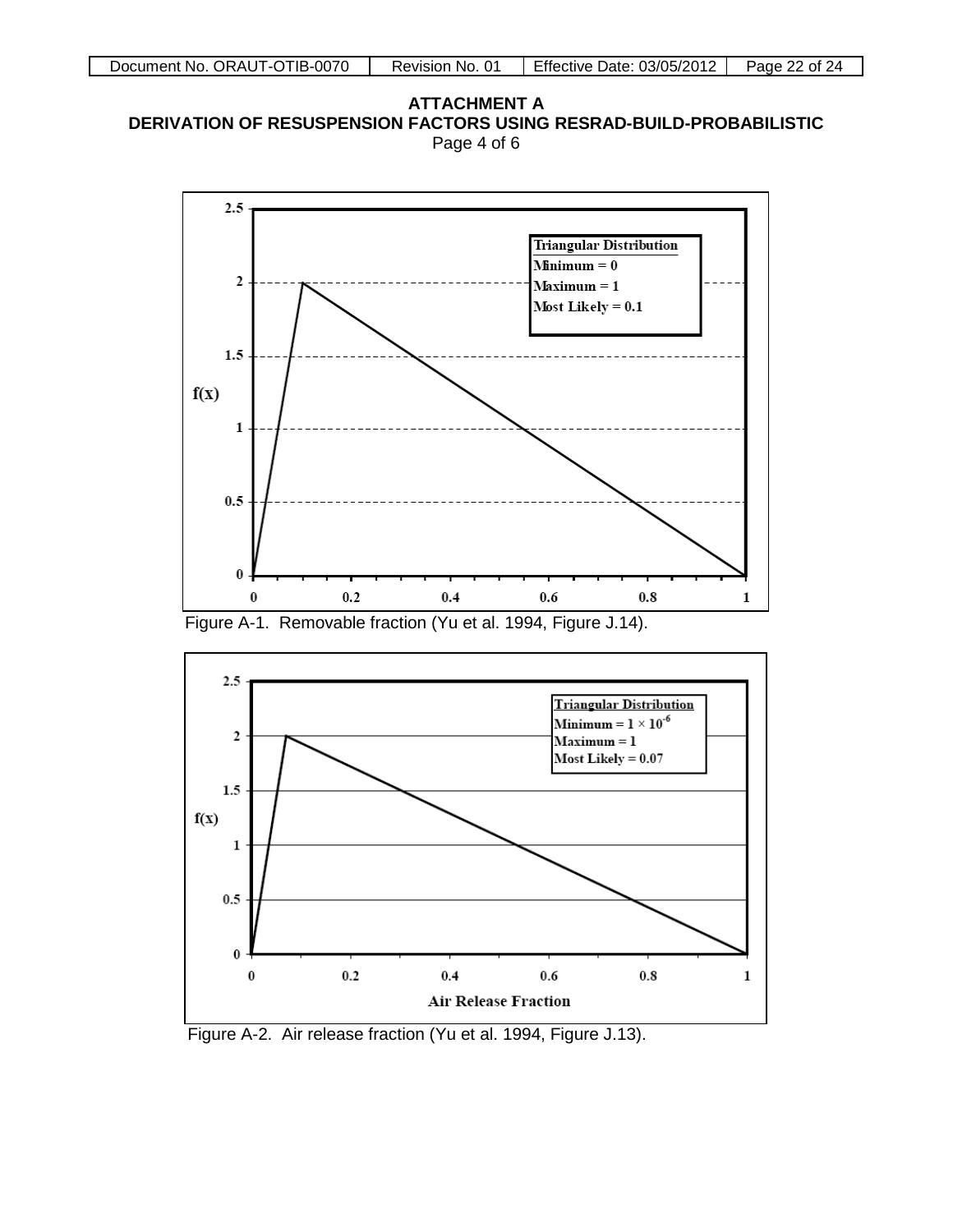**ATTACHMENT A**
**DERIVATION OF RESUSPENSION FACTORS USING RESRAD-BUILD-PROBABILISTIC**
Page 4 of 6

Figure A-1. Removable fraction (Yu et al. 1994, Figure J.14).

Figure A-2. Air release fraction (Yu et al. 1994, Figure J.13).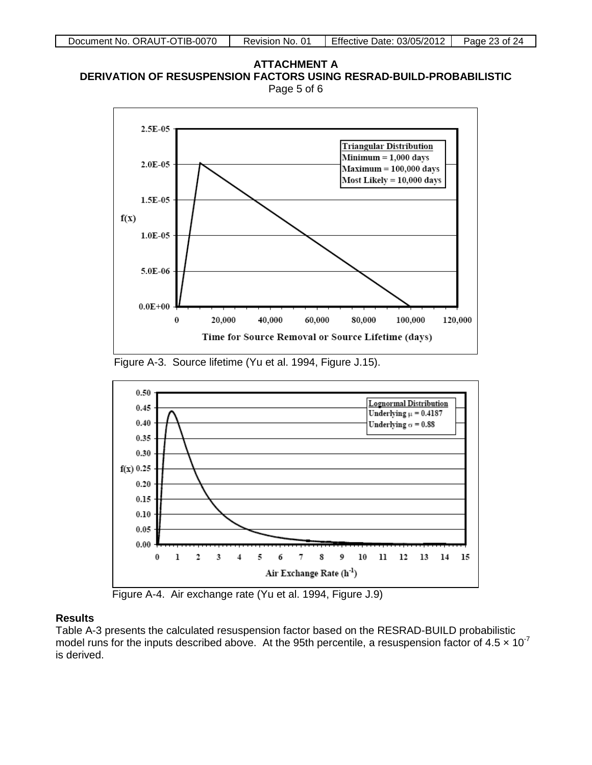**ATTACHMENT A**
**DERIVATION OF RESUSPENSION FACTORS USING RESRAD-BUILD-PROBABILISTIC**
Page 5 of 6

Figure A-3. Source lifetime (Yu et al. 1994, Figure J.15).

Figure A-4. Air exchange rate (Yu et al. 1994, Figure J.9)

## Results

Table A-3 presents the calculated resuspension factor based on the RESRAD-BUILD probabilistic model runs for the inputs described above. At the 95th percentile, a resuspension factor of $4.5 \times 10^{-7}$ is derived.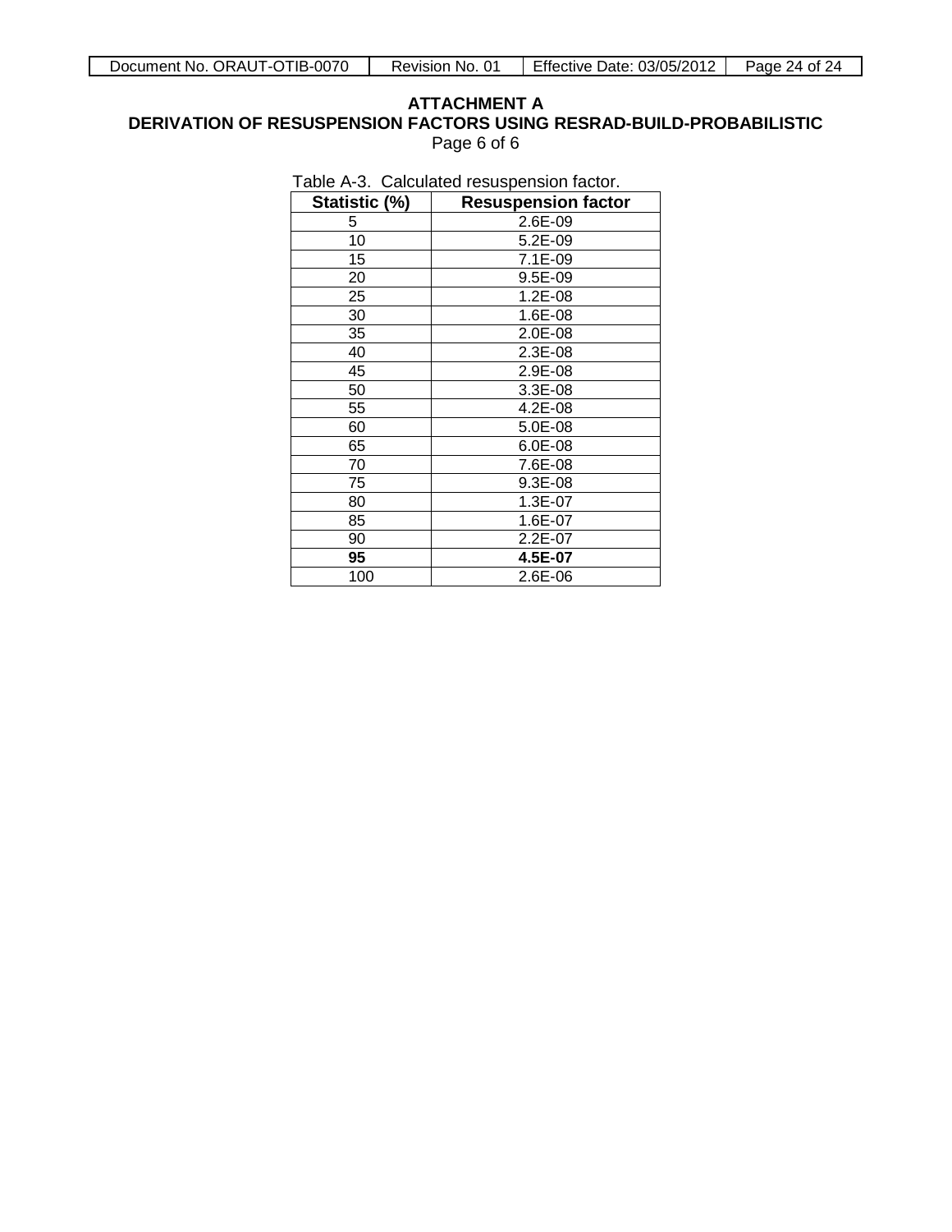**ATTACHMENT A**
**DERIVATION OF RESUSPENSION FACTORS USING RESRAD-BUILD-PROBABILISTIC**
Page 6 of 6

Table A-3. Calculated resuspension factor.

| Statistic (%) | Resuspension factor |
|---|---|
| 5 | 2.6E-09 |
| 10 | 5.2E-09 |
| 15 | 7.1E-09 |
| 20 | 9.5E-09 |
| 25 | 1.2E-08 |
| 30 | 1.6E-08 |
| 35 | 2.0E-08 |
| 40 | 2.3E-08 |
| 45 | 2.9E-08 |
| 50 | 3.3E-08 |
| 55 | 4.2E-08 |
| 60 | 5.0E-08 |
| 65 | 6.0E-08 |
| 70 | 7.6E-08 |
| 75 | 9.3E-08 |
| 80 | 1.3E-07 |
| 85 | 1.6E-07 |
| 90 | 2.2E-07 |
| **95** | **4.5E-07** |
| 100 | 2.6E-06 |